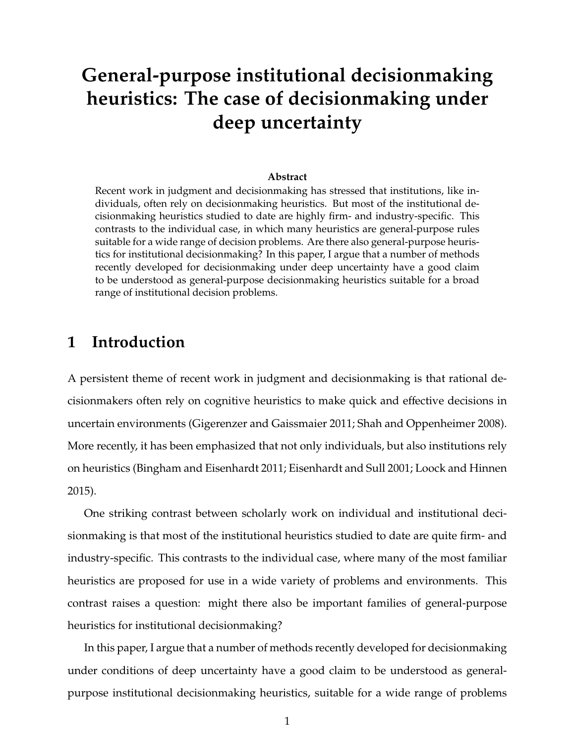# General-purpose institutional decisionmaking heuristics: The case of decisionmaking under deep uncertainty

**Abstract**

Recent work in judgment and decisionmaking has stressed that institutions, like individuals, often rely on decisionmaking heuristics. But most of the institutional decisionmaking heuristics studied to date are highly firm- and industry-specific. This contrasts to the individual case, in which many heuristics are general-purpose rules suitable for a wide range of decision problems. Are there also general-purpose heuristics for institutional decisionmaking? In this paper, I argue that a number of methods recently developed for decisionmaking under deep uncertainty have a good claim to be understood as general-purpose decisionmaking heuristics suitable for a broad range of institutional decision problems.

## 1 Introduction

A persistent theme of recent work in judgment and decisionmaking is that rational decisionmakers often rely on cognitive heuristics to make quick and effective decisions in uncertain environments (Gigerenzer and Gaissmaier 2011; Shah and Oppenheimer 2008). More recently, it has been emphasized that not only individuals, but also institutions rely on heuristics (Bingham and Eisenhardt 2011; Eisenhardt and Sull 2001; Loock and Hinnen 2015).

One striking contrast between scholarly work on individual and institutional decisionmaking is that most of the institutional heuristics studied to date are quite firm- and industry-specific. This contrasts to the individual case, where many of the most familiar heuristics are proposed for use in a wide variety of problems and environments. This contrast raises a question: might there also be important families of general-purpose heuristics for institutional decisionmaking?

In this paper, I argue that a number of methods recently developed for decisionmaking under conditions of deep uncertainty have a good claim to be understood as general-purpose institutional decisionmaking heuristics, suitable for a wide range of problems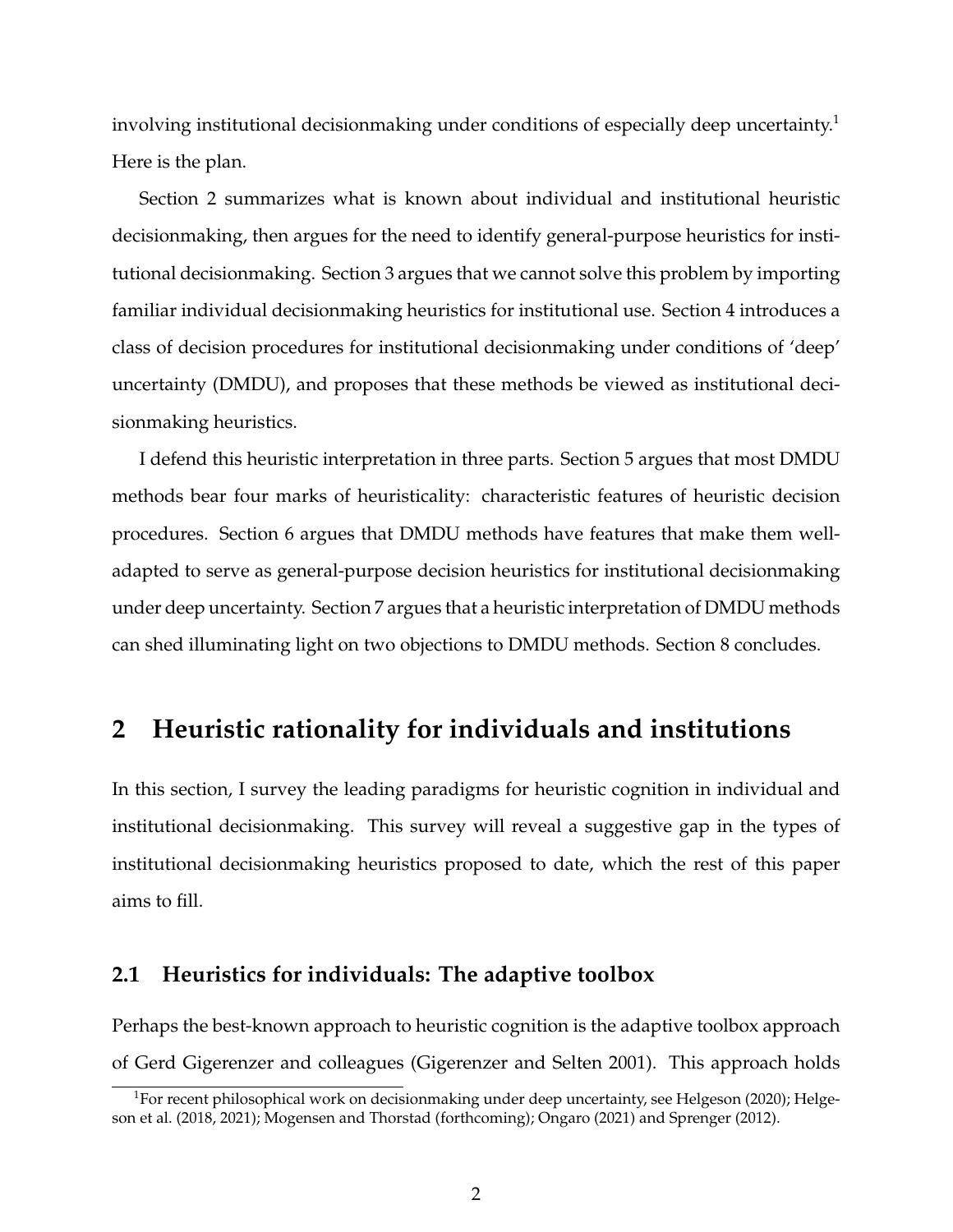involving institutional decisionmaking under conditions of especially deep uncertainty.[1] Here is the plan.

Section 2 summarizes what is known about individual and institutional heuristic decisionmaking, then argues for the need to identify general-purpose heuristics for institutional decisionmaking. Section 3 argues that we cannot solve this problem by importing familiar individual decisionmaking heuristics for institutional use. Section 4 introduces a class of decision procedures for institutional decisionmaking under conditions of 'deep' uncertainty (DMDU), and proposes that these methods be viewed as institutional decisionmaking heuristics.

I defend this heuristic interpretation in three parts. Section 5 argues that most DMDU methods bear four marks of heuristicality: characteristic features of heuristic decision procedures. Section 6 argues that DMDU methods have features that make them well-adapted to serve as general-purpose decision heuristics for institutional decisionmaking under deep uncertainty. Section 7 argues that a heuristic interpretation of DMDU methods can shed illuminating light on two objections to DMDU methods. Section 8 concludes.

## 2 Heuristic rationality for individuals and institutions

In this section, I survey the leading paradigms for heuristic cognition in individual and institutional decisionmaking. This survey will reveal a suggestive gap in the types of institutional decisionmaking heuristics proposed to date, which the rest of this paper aims to fill.

### 2.1 Heuristics for individuals: The adaptive toolbox

Perhaps the best-known approach to heuristic cognition is the adaptive toolbox approach of Gerd Gigerenzer and colleagues (Gigerenzer and Selten 2001). This approach holds

[1] For recent philosophical work on decisionmaking under deep uncertainty, see Helgeson (2020); Helgeson et al. (2018, 2021); Mogensen and Thorstad (forthcoming); Ongaro (2021) and Sprenger (2012).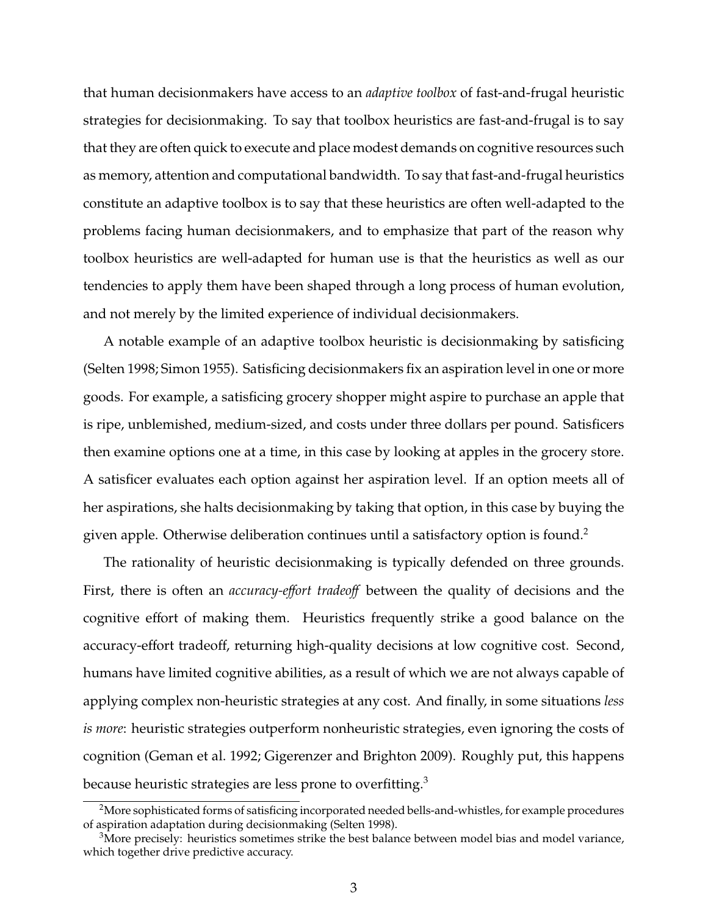that human decisionmakers have access to an *adaptive toolbox* of fast-and-frugal heuristic strategies for decisionmaking. To say that toolbox heuristics are fast-and-frugal is to say that they are often quick to execute and place modest demands on cognitive resources such as memory, attention and computational bandwidth. To say that fast-and-frugal heuristics constitute an adaptive toolbox is to say that these heuristics are often well-adapted to the problems facing human decisionmakers, and to emphasize that part of the reason why toolbox heuristics are well-adapted for human use is that the heuristics as well as our tendencies to apply them have been shaped through a long process of human evolution, and not merely by the limited experience of individual decisionmakers.

A notable example of an adaptive toolbox heuristic is decisionmaking by satisficing (Selten 1998; Simon 1955). Satisficing decisionmakers fix an aspiration level in one or more goods. For example, a satisficing grocery shopper might aspire to purchase an apple that is ripe, unblemished, medium-sized, and costs under three dollars per pound. Satisficers then examine options one at a time, in this case by looking at apples in the grocery store. A satisficer evaluates each option against her aspiration level. If an option meets all of her aspirations, she halts decisionmaking by taking that option, in this case by buying the given apple. Otherwise deliberation continues until a satisfactory option is found.[2]

The rationality of heuristic decisionmaking is typically defended on three grounds. First, there is often an *accuracy-effort tradeoff* between the quality of decisions and the cognitive effort of making them. Heuristics frequently strike a good balance on the accuracy-effort tradeoff, returning high-quality decisions at low cognitive cost. Second, humans have limited cognitive abilities, as a result of which we are not always capable of applying complex non-heuristic strategies at any cost. And finally, in some situations *less is more*: heuristic strategies outperform nonheuristic strategies, even ignoring the costs of cognition (Geman et al. 1992; Gigerenzer and Brighton 2009). Roughly put, this happens because heuristic strategies are less prone to overfitting.[3]

[2] More sophisticated forms of satisficing incorporated needed bells-and-whistles, for example procedures of aspiration adaptation during decisionmaking (Selten 1998).

[3] More precisely: heuristics sometimes strike the best balance between model bias and model variance, which together drive predictive accuracy.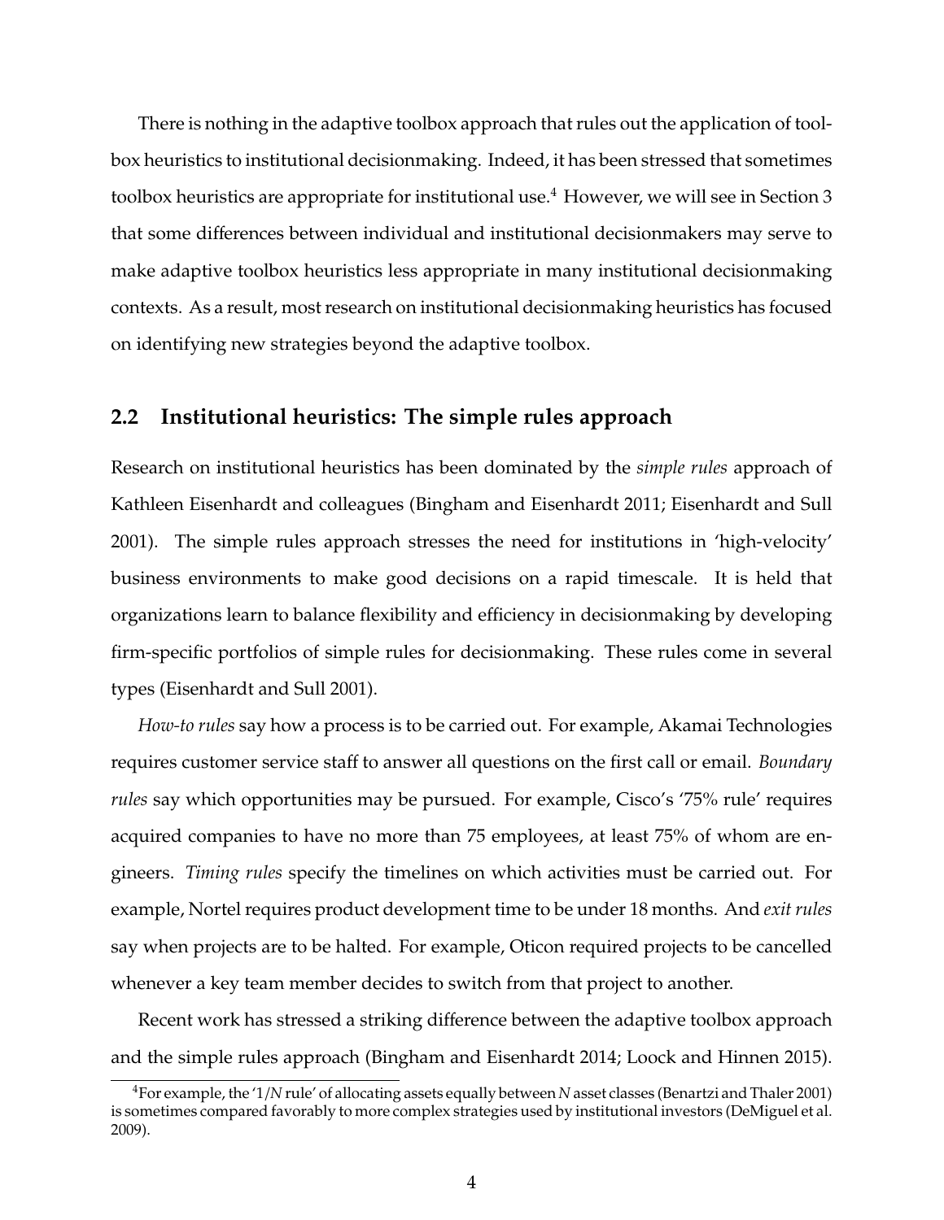There is nothing in the adaptive toolbox approach that rules out the application of toolbox heuristics to institutional decisionmaking. Indeed, it has been stressed that sometimes toolbox heuristics are appropriate for institutional use.[4] However, we will see in Section 3 that some differences between individual and institutional decisionmakers may serve to make adaptive toolbox heuristics less appropriate in many institutional decisionmaking contexts. As a result, most research on institutional decisionmaking heuristics has focused on identifying new strategies beyond the adaptive toolbox.

## 2.2 Institutional heuristics: The simple rules approach

Research on institutional heuristics has been dominated by the *simple rules* approach of Kathleen Eisenhardt and colleagues (Bingham and Eisenhardt 2011; Eisenhardt and Sull 2001). The simple rules approach stresses the need for institutions in 'high-velocity' business environments to make good decisions on a rapid timescale. It is held that organizations learn to balance flexibility and efficiency in decisionmaking by developing firm-specific portfolios of simple rules for decisionmaking. These rules come in several types (Eisenhardt and Sull 2001).

*How-to rules* say how a process is to be carried out. For example, Akamai Technologies requires customer service staff to answer all questions on the first call or email. *Boundary rules* say which opportunities may be pursued. For example, Cisco's '75% rule' requires acquired companies to have no more than 75 employees, at least 75% of whom are engineers. *Timing rules* specify the timelines on which activities must be carried out. For example, Nortel requires product development time to be under 18 months. And *exit rules* say when projects are to be halted. For example, Oticon required projects to be cancelled whenever a key team member decides to switch from that project to another.

Recent work has stressed a striking difference between the adaptive toolbox approach and the simple rules approach (Bingham and Eisenhardt 2014; Loock and Hinnen 2015).

[4] For example, the '$1/N$ rule' of allocating assets equally between $N$ asset classes (Benartzi and Thaler 2001) is sometimes compared favorably to more complex strategies used by institutional investors (DeMiguel et al. 2009).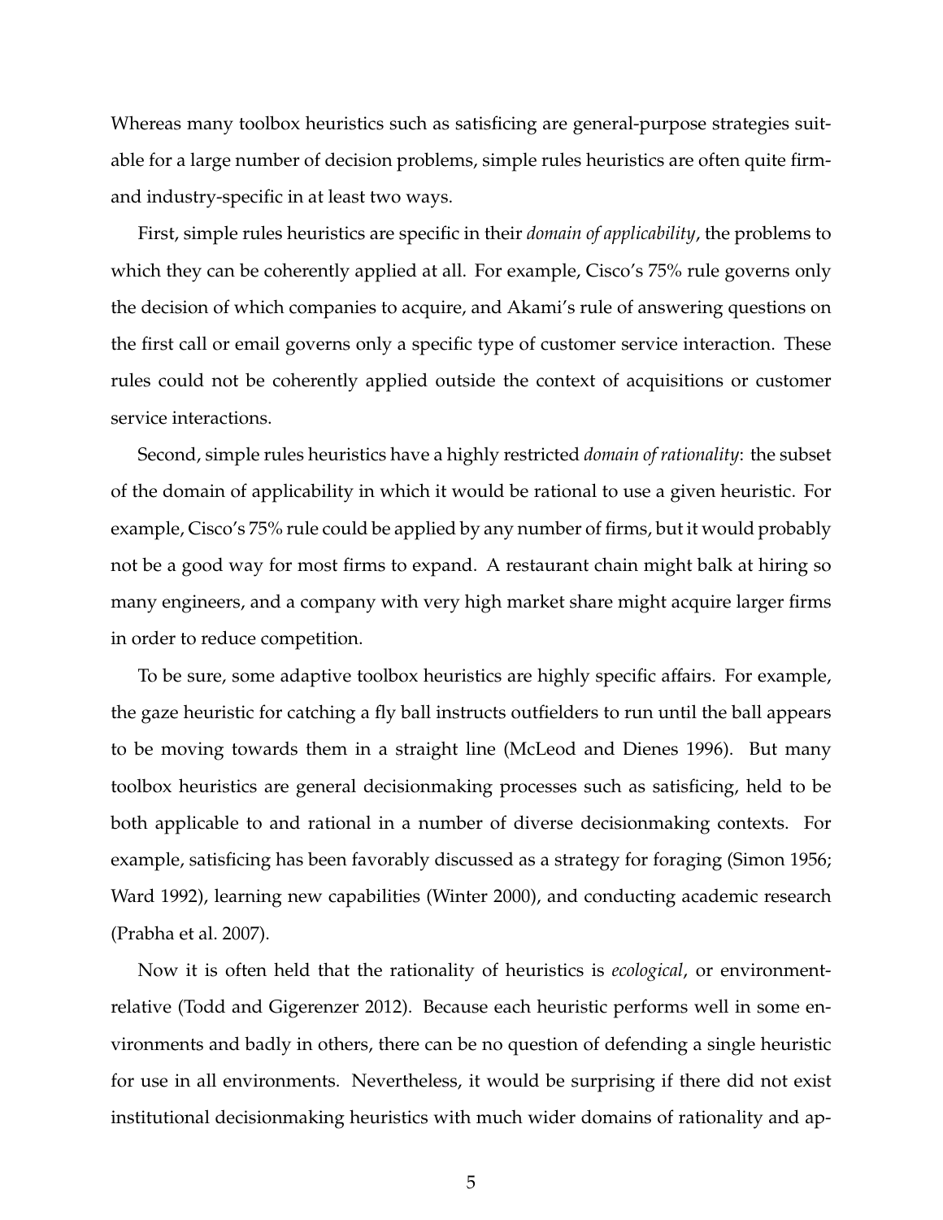Whereas many toolbox heuristics such as satisficing are general-purpose strategies suitable for a large number of decision problems, simple rules heuristics are often quite firm- and industry-specific in at least two ways.

First, simple rules heuristics are specific in their *domain of applicability*, the problems to which they can be coherently applied at all. For example, Cisco's 75% rule governs only the decision of which companies to acquire, and Akami's rule of answering questions on the first call or email governs only a specific type of customer service interaction. These rules could not be coherently applied outside the context of acquisitions or customer service interactions.

Second, simple rules heuristics have a highly restricted *domain of rationality*: the subset of the domain of applicability in which it would be rational to use a given heuristic. For example, Cisco's 75% rule could be applied by any number of firms, but it would probably not be a good way for most firms to expand. A restaurant chain might balk at hiring so many engineers, and a company with very high market share might acquire larger firms in order to reduce competition.

To be sure, some adaptive toolbox heuristics are highly specific affairs. For example, the gaze heuristic for catching a fly ball instructs outfielders to run until the ball appears to be moving towards them in a straight line (McLeod and Dienes 1996). But many toolbox heuristics are general decisionmaking processes such as satisficing, held to be both applicable to and rational in a number of diverse decisionmaking contexts. For example, satisficing has been favorably discussed as a strategy for foraging (Simon 1956; Ward 1992), learning new capabilities (Winter 2000), and conducting academic research (Prabha et al. 2007).

Now it is often held that the rationality of heuristics is *ecological*, or environment-relative (Todd and Gigerenzer 2012). Because each heuristic performs well in some environments and badly in others, there can be no question of defending a single heuristic for use in all environments. Nevertheless, it would be surprising if there did not exist institutional decisionmaking heuristics with much wider domains of rationality and ap-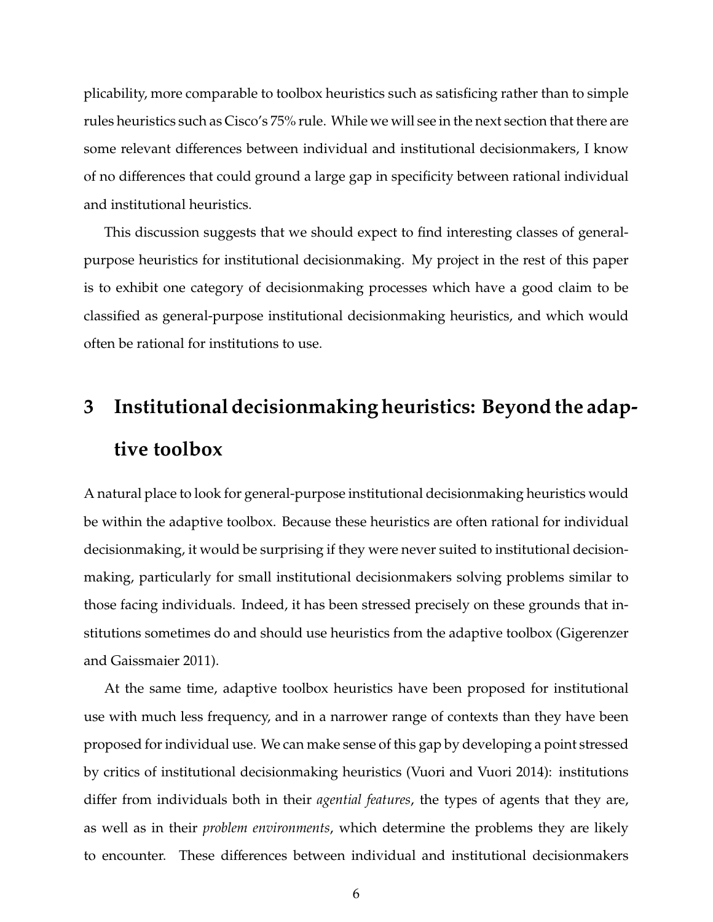plicability, more comparable to toolbox heuristics such as satisficing rather than to simple rules heuristics such as Cisco's 75% rule. While we will see in the next section that there are some relevant differences between individual and institutional decisionmakers, I know of no differences that could ground a large gap in specificity between rational individual and institutional heuristics.

This discussion suggests that we should expect to find interesting classes of general-purpose heuristics for institutional decisionmaking. My project in the rest of this paper is to exhibit one category of decisionmaking processes which have a good claim to be classified as general-purpose institutional decisionmaking heuristics, and which would often be rational for institutions to use.

## 3 Institutional decisionmaking heuristics: Beyond the adaptive toolbox

A natural place to look for general-purpose institutional decisionmaking heuristics would be within the adaptive toolbox. Because these heuristics are often rational for individual decisionmaking, it would be surprising if they were never suited to institutional decisionmaking, particularly for small institutional decisionmakers solving problems similar to those facing individuals. Indeed, it has been stressed precisely on these grounds that institutions sometimes do and should use heuristics from the adaptive toolbox (Gigerenzer and Gaissmaier 2011).

At the same time, adaptive toolbox heuristics have been proposed for institutional use with much less frequency, and in a narrower range of contexts than they have been proposed for individual use. We can make sense of this gap by developing a point stressed by critics of institutional decisionmaking heuristics (Vuori and Vuori 2014): institutions differ from individuals both in their *agential features*, the types of agents that they are, as well as in their *problem environments*, which determine the problems they are likely to encounter. These differences between individual and institutional decisionmakers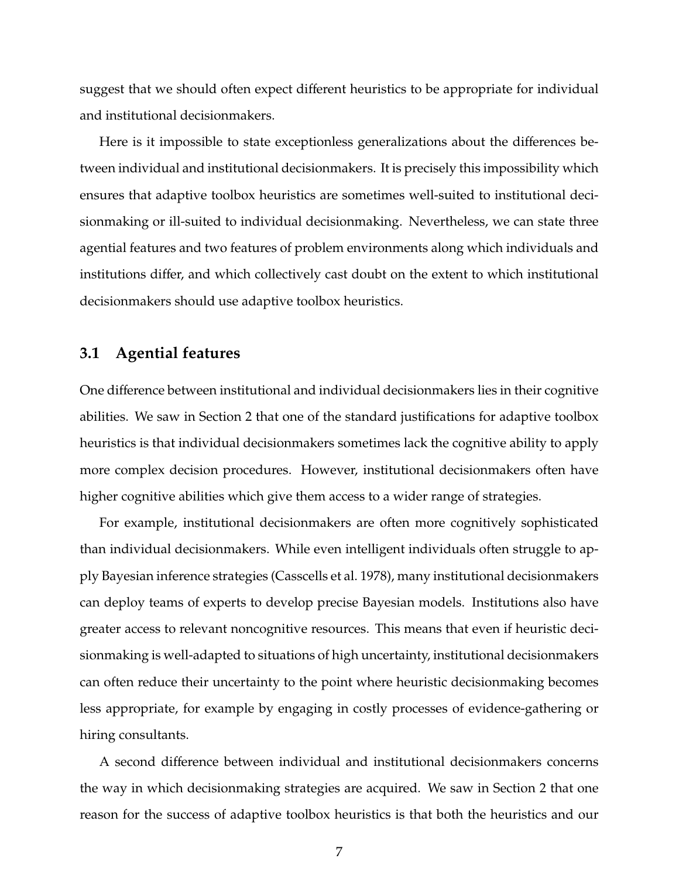suggest that we should often expect different heuristics to be appropriate for individual and institutional decisionmakers.

Here is it impossible to state exceptionless generalizations about the differences between individual and institutional decisionmakers. It is precisely this impossibility which ensures that adaptive toolbox heuristics are sometimes well-suited to institutional decisionmaking or ill-suited to individual decisionmaking. Nevertheless, we can state three agential features and two features of problem environments along which individuals and institutions differ, and which collectively cast doubt on the extent to which institutional decisionmakers should use adaptive toolbox heuristics.

### 3.1 Agential features

One difference between institutional and individual decisionmakers lies in their cognitive abilities. We saw in Section 2 that one of the standard justifications for adaptive toolbox heuristics is that individual decisionmakers sometimes lack the cognitive ability to apply more complex decision procedures. However, institutional decisionmakers often have higher cognitive abilities which give them access to a wider range of strategies.

For example, institutional decisionmakers are often more cognitively sophisticated than individual decisionmakers. While even intelligent individuals often struggle to apply Bayesian inference strategies (Casscells et al. 1978), many institutional decisionmakers can deploy teams of experts to develop precise Bayesian models. Institutions also have greater access to relevant noncognitive resources. This means that even if heuristic decisionmaking is well-adapted to situations of high uncertainty, institutional decisionmakers can often reduce their uncertainty to the point where heuristic decisionmaking becomes less appropriate, for example by engaging in costly processes of evidence-gathering or hiring consultants.

A second difference between individual and institutional decisionmakers concerns the way in which decisionmaking strategies are acquired. We saw in Section 2 that one reason for the success of adaptive toolbox heuristics is that both the heuristics and our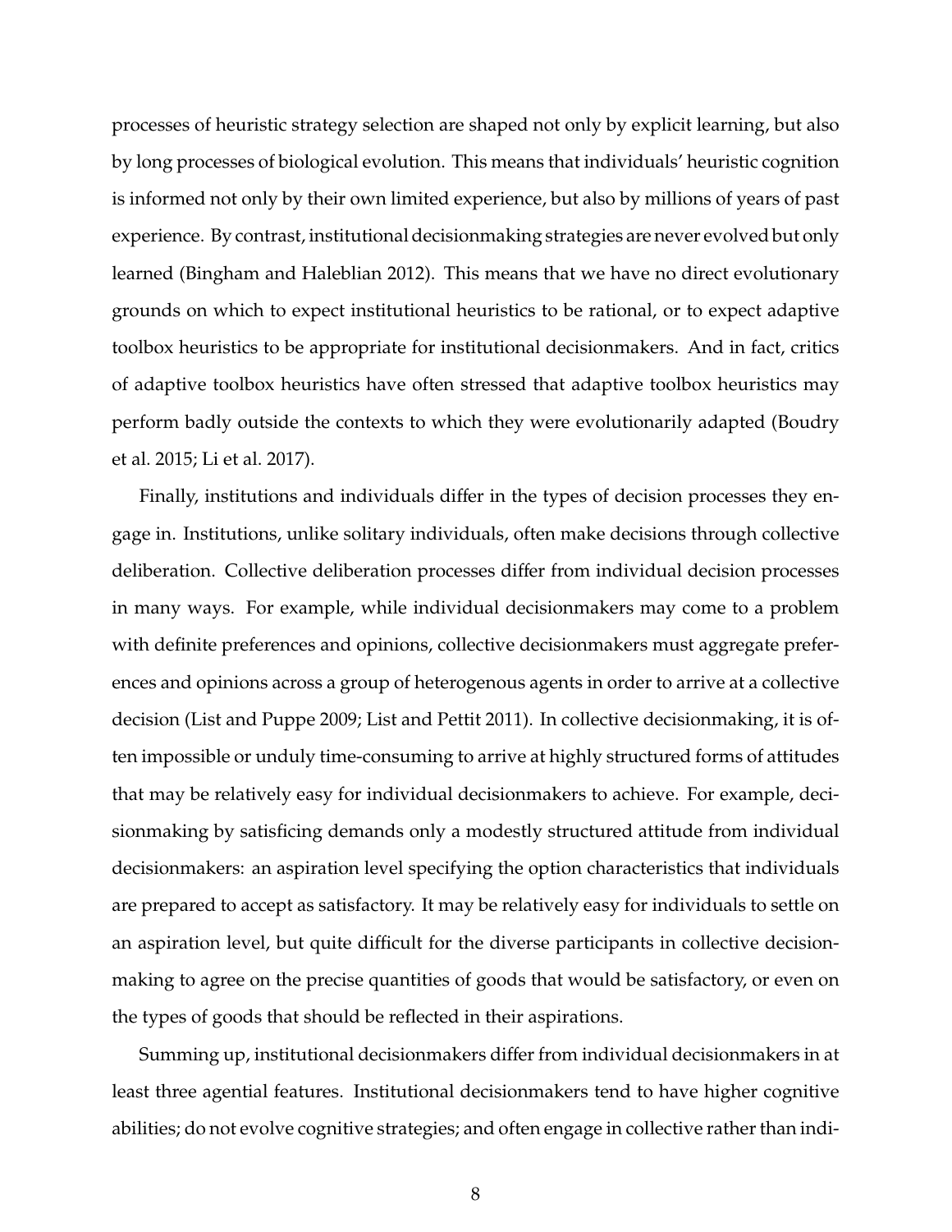processes of heuristic strategy selection are shaped not only by explicit learning, but also by long processes of biological evolution. This means that individuals' heuristic cognition is informed not only by their own limited experience, but also by millions of years of past experience. By contrast, institutional decisionmaking strategies are never evolved but only learned (Bingham and Haleblian 2012). This means that we have no direct evolutionary grounds on which to expect institutional heuristics to be rational, or to expect adaptive toolbox heuristics to be appropriate for institutional decisionmakers. And in fact, critics of adaptive toolbox heuristics have often stressed that adaptive toolbox heuristics may perform badly outside the contexts to which they were evolutionarily adapted (Boudry et al. 2015; Li et al. 2017).

Finally, institutions and individuals differ in the types of decision processes they engage in. Institutions, unlike solitary individuals, often make decisions through collective deliberation. Collective deliberation processes differ from individual decision processes in many ways. For example, while individual decisionmakers may come to a problem with definite preferences and opinions, collective decisionmakers must aggregate preferences and opinions across a group of heterogenous agents in order to arrive at a collective decision (List and Puppe 2009; List and Pettit 2011). In collective decisionmaking, it is often impossible or unduly time-consuming to arrive at highly structured forms of attitudes that may be relatively easy for individual decisionmakers to achieve. For example, decisionmaking by satisficing demands only a modestly structured attitude from individual decisionmakers: an aspiration level specifying the option characteristics that individuals are prepared to accept as satisfactory. It may be relatively easy for individuals to settle on an aspiration level, but quite difficult for the diverse participants in collective decisionmaking to agree on the precise quantities of goods that would be satisfactory, or even on the types of goods that should be reflected in their aspirations.

Summing up, institutional decisionmakers differ from individual decisionmakers in at least three agential features. Institutional decisionmakers tend to have higher cognitive abilities; do not evolve cognitive strategies; and often engage in collective rather than indi-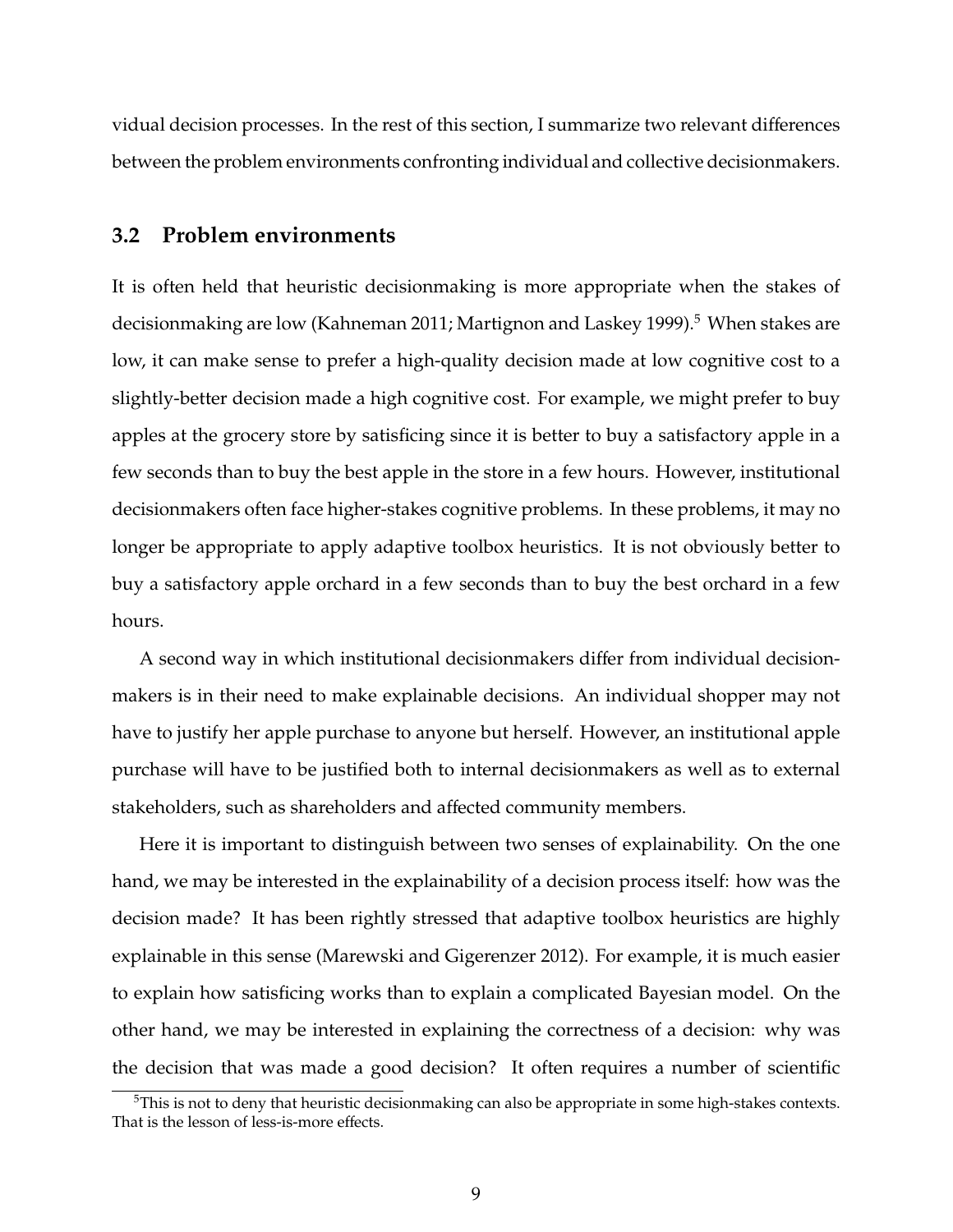vidual decision processes. In the rest of this section, I summarize two relevant differences between the problem environments confronting individual and collective decisionmakers.

### 3.2 Problem environments

It is often held that heuristic decisionmaking is more appropriate when the stakes of decisionmaking are low (Kahneman 2011; Martignon and Laskey 1999).[5] When stakes are low, it can make sense to prefer a high-quality decision made at low cognitive cost to a slightly-better decision made a high cognitive cost. For example, we might prefer to buy apples at the grocery store by satisficing since it is better to buy a satisfactory apple in a few seconds than to buy the best apple in the store in a few hours. However, institutional decisionmakers often face higher-stakes cognitive problems. In these problems, it may no longer be appropriate to apply adaptive toolbox heuristics. It is not obviously better to buy a satisfactory apple orchard in a few seconds than to buy the best orchard in a few hours.

A second way in which institutional decisionmakers differ from individual decisionmakers is in their need to make explainable decisions. An individual shopper may not have to justify her apple purchase to anyone but herself. However, an institutional apple purchase will have to be justified both to internal decisionmakers as well as to external stakeholders, such as shareholders and affected community members.

Here it is important to distinguish between two senses of explainability. On the one hand, we may be interested in the explainability of a decision process itself: how was the decision made? It has been rightly stressed that adaptive toolbox heuristics are highly explainable in this sense (Marewski and Gigerenzer 2012). For example, it is much easier to explain how satisficing works than to explain a complicated Bayesian model. On the other hand, we may be interested in explaining the correctness of a decision: why was the decision that was made a good decision? It often requires a number of scientific

[5] This is not to deny that heuristic decisionmaking can also be appropriate in some high-stakes contexts. That is the lesson of less-is-more effects.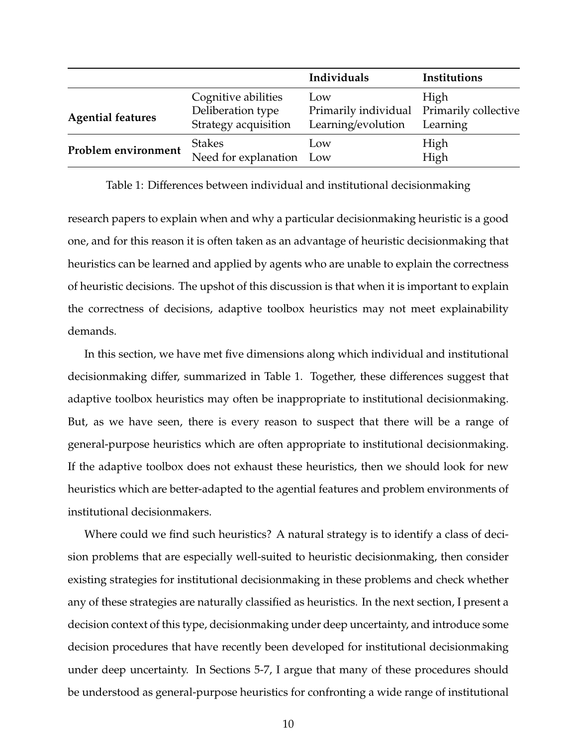| | | Individuals | Institutions |
|---|---|---|---|
| **Agential features** | Cognitive abilities | Low | High |
| | Deliberation type | Primarily individual | Primarily collective |
| | Strategy acquisition | Learning/evolution | Learning |
| **Problem environment** | Stakes | Low | High |
| | Need for explanation | Low | High |

Table 1: Differences between individual and institutional decisionmaking

research papers to explain when and why a particular decisionmaking heuristic is a good one, and for this reason it is often taken as an advantage of heuristic decisionmaking that heuristics can be learned and applied by agents who are unable to explain the correctness of heuristic decisions. The upshot of this discussion is that when it is important to explain the correctness of decisions, adaptive toolbox heuristics may not meet explainability demands.

In this section, we have met five dimensions along which individual and institutional decisionmaking differ, summarized in Table 1. Together, these differences suggest that adaptive toolbox heuristics may often be inappropriate to institutional decisionmaking. But, as we have seen, there is every reason to suspect that there will be a range of general-purpose heuristics which are often appropriate to institutional decisionmaking. If the adaptive toolbox does not exhaust these heuristics, then we should look for new heuristics which are better-adapted to the agential features and problem environments of institutional decisionmakers.

Where could we find such heuristics? A natural strategy is to identify a class of decision problems that are especially well-suited to heuristic decisionmaking, then consider existing strategies for institutional decisionmaking in these problems and check whether any of these strategies are naturally classified as heuristics. In the next section, I present a decision context of this type, decisionmaking under deep uncertainty, and introduce some decision procedures that have recently been developed for institutional decisionmaking under deep uncertainty. In Sections 5-7, I argue that many of these procedures should be understood as general-purpose heuristics for confronting a wide range of institutional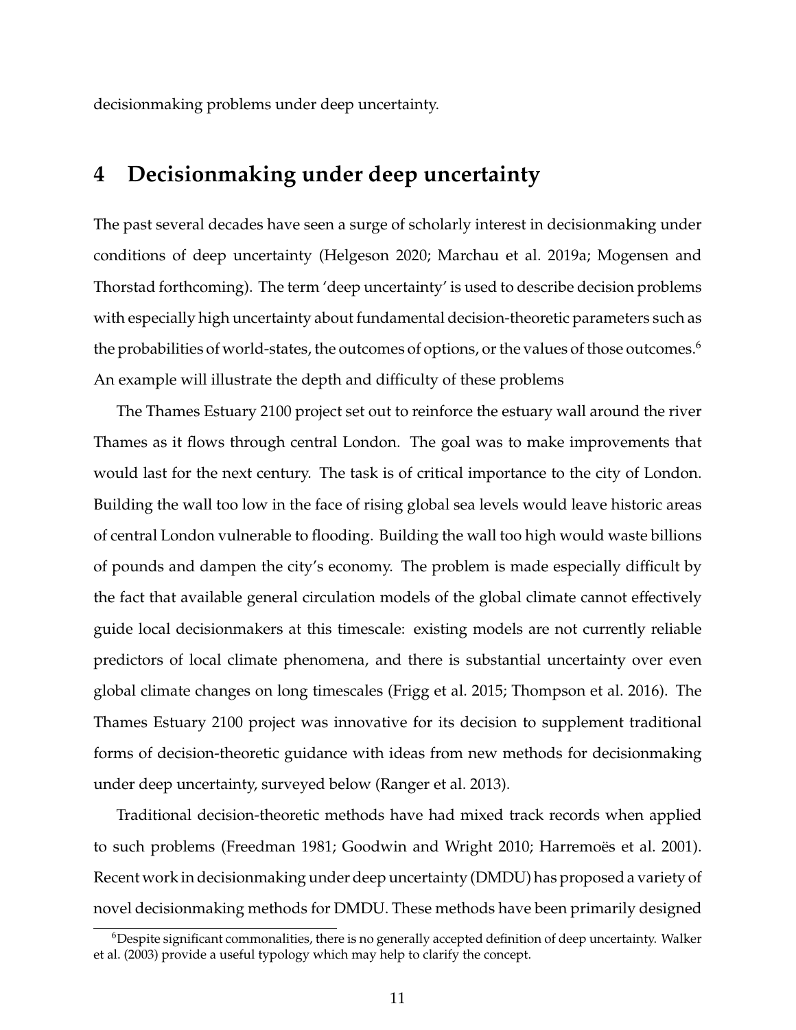decisionmaking problems under deep uncertainty.

## 4 Decisionmaking under deep uncertainty

The past several decades have seen a surge of scholarly interest in decisionmaking under conditions of deep uncertainty (Helgeson 2020; Marchau et al. 2019a; Mogensen and Thorstad forthcoming). The term 'deep uncertainty' is used to describe decision problems with especially high uncertainty about fundamental decision-theoretic parameters such as the probabilities of world-states, the outcomes of options, or the values of those outcomes.[6] An example will illustrate the depth and difficulty of these problems

The Thames Estuary 2100 project set out to reinforce the estuary wall around the river Thames as it flows through central London. The goal was to make improvements that would last for the next century. The task is of critical importance to the city of London. Building the wall too low in the face of rising global sea levels would leave historic areas of central London vulnerable to flooding. Building the wall too high would waste billions of pounds and dampen the city's economy. The problem is made especially difficult by the fact that available general circulation models of the global climate cannot effectively guide local decisionmakers at this timescale: existing models are not currently reliable predictors of local climate phenomena, and there is substantial uncertainty over even global climate changes on long timescales (Frigg et al. 2015; Thompson et al. 2016). The Thames Estuary 2100 project was innovative for its decision to supplement traditional forms of decision-theoretic guidance with ideas from new methods for decisionmaking under deep uncertainty, surveyed below (Ranger et al. 2013).

Traditional decision-theoretic methods have had mixed track records when applied to such problems (Freedman 1981; Goodwin and Wright 2010; Harremoës et al. 2001). Recent work in decisionmaking under deep uncertainty (DMDU) has proposed a variety of novel decisionmaking methods for DMDU. These methods have been primarily designed

[6] Despite significant commonalities, there is no generally accepted definition of deep uncertainty. Walker et al. (2003) provide a useful typology which may help to clarify the concept.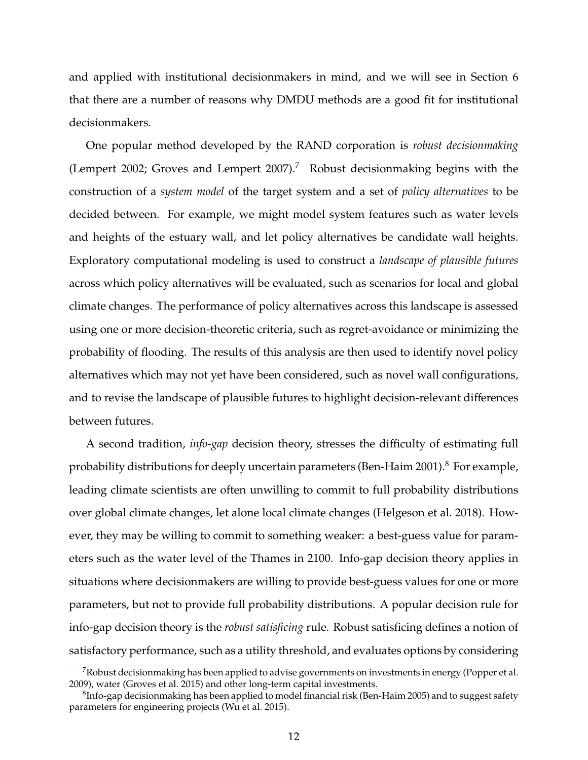and applied with institutional decisionmakers in mind, and we will see in Section 6 that there are a number of reasons why DMDU methods are a good fit for institutional decisionmakers.

One popular method developed by the RAND corporation is *robust decisionmaking* (Lempert 2002; Groves and Lempert 2007).[7] Robust decisionmaking begins with the construction of a *system model* of the target system and a set of *policy alternatives* to be decided between. For example, we might model system features such as water levels and heights of the estuary wall, and let policy alternatives be candidate wall heights. Exploratory computational modeling is used to construct a *landscape of plausible futures* across which policy alternatives will be evaluated, such as scenarios for local and global climate changes. The performance of policy alternatives across this landscape is assessed using one or more decision-theoretic criteria, such as regret-avoidance or minimizing the probability of flooding. The results of this analysis are then used to identify novel policy alternatives which may not yet have been considered, such as novel wall configurations, and to revise the landscape of plausible futures to highlight decision-relevant differences between futures.

A second tradition, *info-gap* decision theory, stresses the difficulty of estimating full probability distributions for deeply uncertain parameters (Ben-Haim 2001).[8] For example, leading climate scientists are often unwilling to commit to full probability distributions over global climate changes, let alone local climate changes (Helgeson et al. 2018). However, they may be willing to commit to something weaker: a best-guess value for parameters such as the water level of the Thames in 2100. Info-gap decision theory applies in situations where decisionmakers are willing to provide best-guess values for one or more parameters, but not to provide full probability distributions. A popular decision rule for info-gap decision theory is the *robust satisficing* rule. Robust satisficing defines a notion of satisfactory performance, such as a utility threshold, and evaluates options by considering

[7] Robust decisionmaking has been applied to advise governments on investments in energy (Popper et al. 2009), water (Groves et al. 2015) and other long-term capital investments.

[8] Info-gap decisionmaking has been applied to model financial risk (Ben-Haim 2005) and to suggest safety parameters for engineering projects (Wu et al. 2015).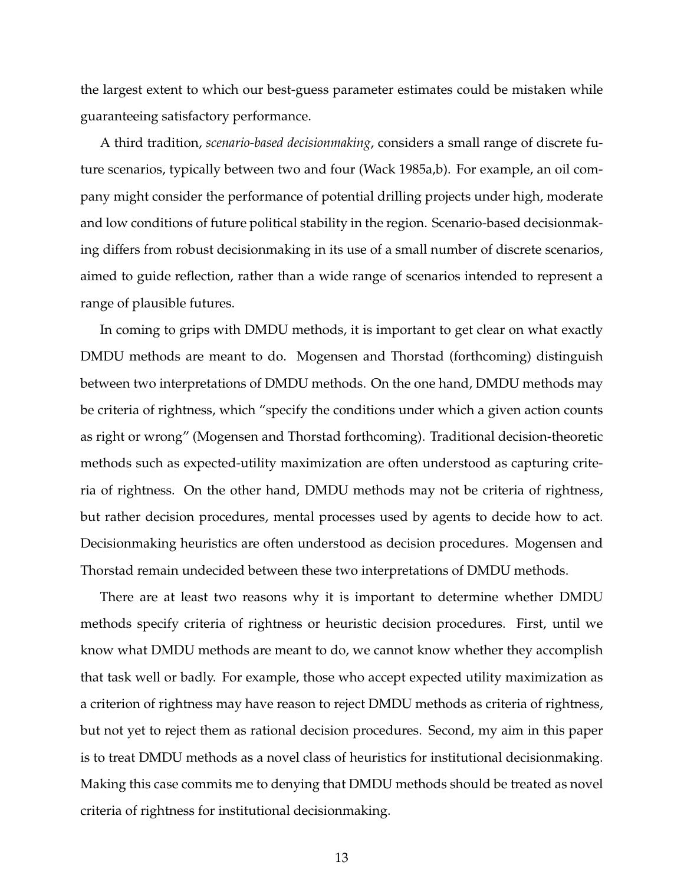the largest extent to which our best-guess parameter estimates could be mistaken while guaranteeing satisfactory performance.

A third tradition, *scenario-based decisionmaking*, considers a small range of discrete future scenarios, typically between two and four (Wack 1985a,b). For example, an oil company might consider the performance of potential drilling projects under high, moderate and low conditions of future political stability in the region. Scenario-based decisionmaking differs from robust decisionmaking in its use of a small number of discrete scenarios, aimed to guide reflection, rather than a wide range of scenarios intended to represent a range of plausible futures.

In coming to grips with DMDU methods, it is important to get clear on what exactly DMDU methods are meant to do. Mogensen and Thorstad (forthcoming) distinguish between two interpretations of DMDU methods. On the one hand, DMDU methods may be criteria of rightness, which "specify the conditions under which a given action counts as right or wrong" (Mogensen and Thorstad forthcoming). Traditional decision-theoretic methods such as expected-utility maximization are often understood as capturing criteria of rightness. On the other hand, DMDU methods may not be criteria of rightness, but rather decision procedures, mental processes used by agents to decide how to act. Decisionmaking heuristics are often understood as decision procedures. Mogensen and Thorstad remain undecided between these two interpretations of DMDU methods.

There are at least two reasons why it is important to determine whether DMDU methods specify criteria of rightness or heuristic decision procedures. First, until we know what DMDU methods are meant to do, we cannot know whether they accomplish that task well or badly. For example, those who accept expected utility maximization as a criterion of rightness may have reason to reject DMDU methods as criteria of rightness, but not yet to reject them as rational decision procedures. Second, my aim in this paper is to treat DMDU methods as a novel class of heuristics for institutional decisionmaking. Making this case commits me to denying that DMDU methods should be treated as novel criteria of rightness for institutional decisionmaking.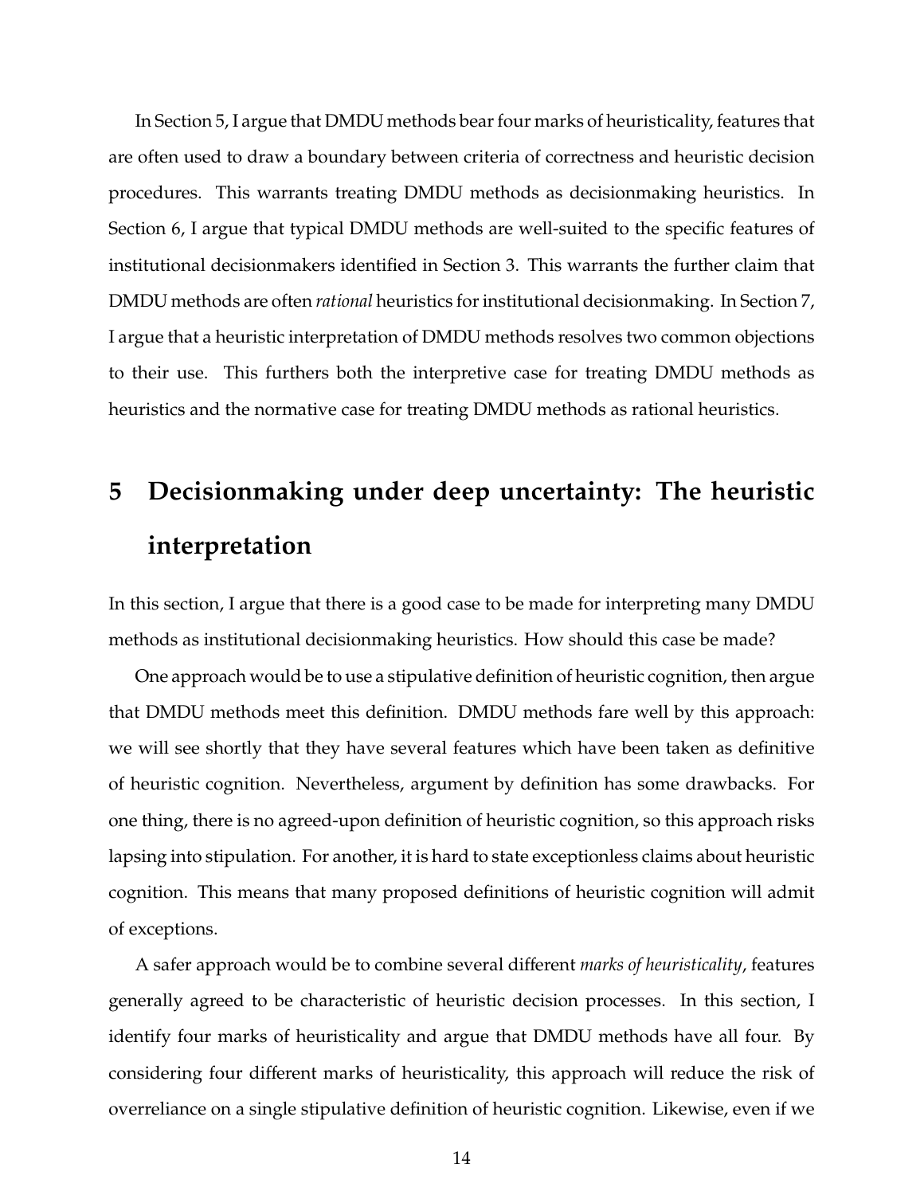In Section 5, I argue that DMDU methods bear four marks of heuristicality, features that are often used to draw a boundary between criteria of correctness and heuristic decision procedures. This warrants treating DMDU methods as decisionmaking heuristics. In Section 6, I argue that typical DMDU methods are well-suited to the specific features of institutional decisionmakers identified in Section 3. This warrants the further claim that DMDU methods are often *rational* heuristics for institutional decisionmaking. In Section 7, I argue that a heuristic interpretation of DMDU methods resolves two common objections to their use. This furthers both the interpretive case for treating DMDU methods as heuristics and the normative case for treating DMDU methods as rational heuristics.

# 5 Decisionmaking under deep uncertainty: The heuristic interpretation

In this section, I argue that there is a good case to be made for interpreting many DMDU methods as institutional decisionmaking heuristics. How should this case be made?

One approach would be to use a stipulative definition of heuristic cognition, then argue that DMDU methods meet this definition. DMDU methods fare well by this approach: we will see shortly that they have several features which have been taken as definitive of heuristic cognition. Nevertheless, argument by definition has some drawbacks. For one thing, there is no agreed-upon definition of heuristic cognition, so this approach risks lapsing into stipulation. For another, it is hard to state exceptionless claims about heuristic cognition. This means that many proposed definitions of heuristic cognition will admit of exceptions.

A safer approach would be to combine several different *marks of heuristicality*, features generally agreed to be characteristic of heuristic decision processes. In this section, I identify four marks of heuristicality and argue that DMDU methods have all four. By considering four different marks of heuristicality, this approach will reduce the risk of overreliance on a single stipulative definition of heuristic cognition. Likewise, even if we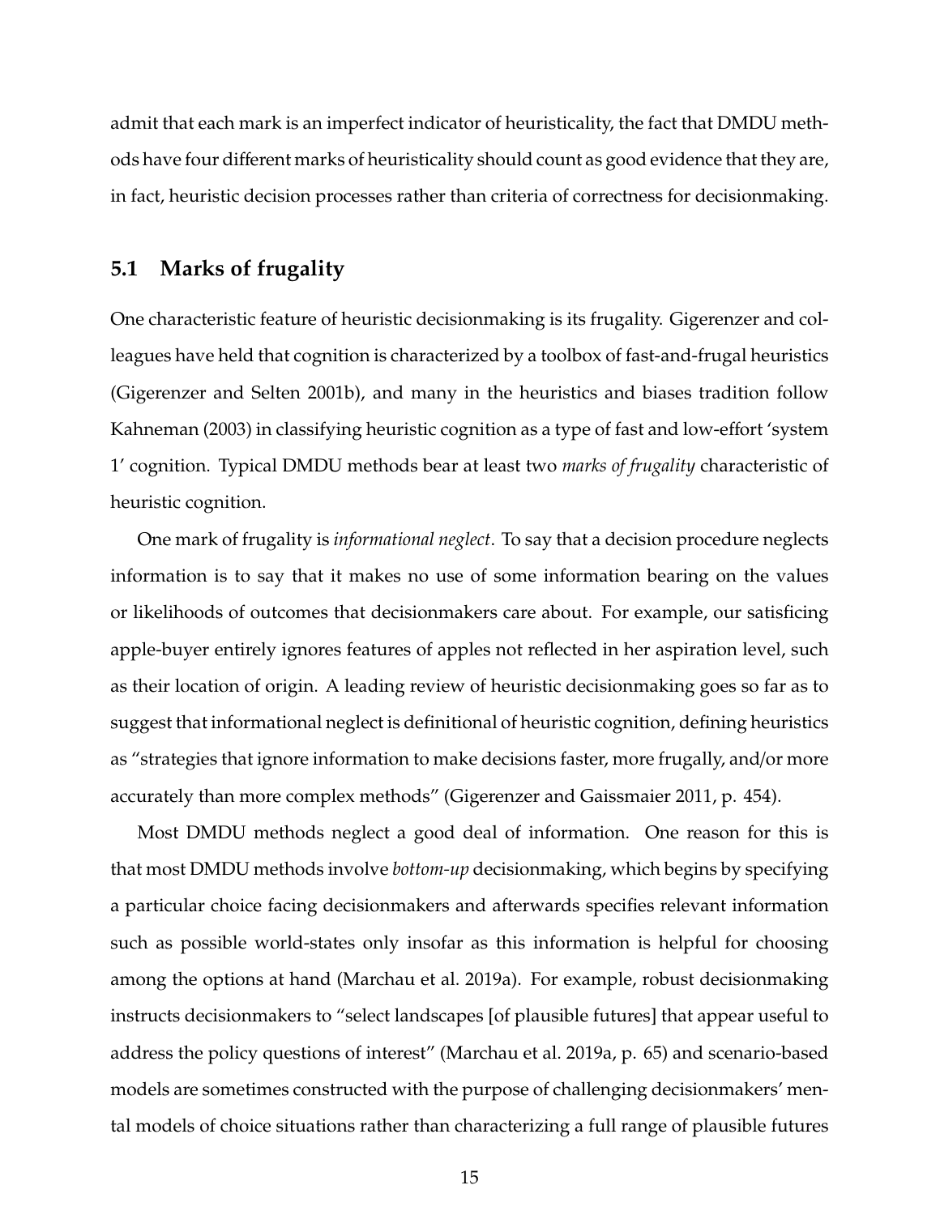admit that each mark is an imperfect indicator of heuristicality, the fact that DMDU methods have four different marks of heuristicality should count as good evidence that they are, in fact, heuristic decision processes rather than criteria of correctness for decisionmaking.

## 5.1 Marks of frugality

One characteristic feature of heuristic decisionmaking is its frugality. Gigerenzer and colleagues have held that cognition is characterized by a toolbox of fast-and-frugal heuristics (Gigerenzer and Selten 2001b), and many in the heuristics and biases tradition follow Kahneman (2003) in classifying heuristic cognition as a type of fast and low-effort 'system 1' cognition. Typical DMDU methods bear at least two *marks of frugality* characteristic of heuristic cognition.

One mark of frugality is *informational neglect*. To say that a decision procedure neglects information is to say that it makes no use of some information bearing on the values or likelihoods of outcomes that decisionmakers care about. For example, our satisficing apple-buyer entirely ignores features of apples not reflected in her aspiration level, such as their location of origin. A leading review of heuristic decisionmaking goes so far as to suggest that informational neglect is definitional of heuristic cognition, defining heuristics as "strategies that ignore information to make decisions faster, more frugally, and/or more accurately than more complex methods" (Gigerenzer and Gaissmaier 2011, p. 454).

Most DMDU methods neglect a good deal of information. One reason for this is that most DMDU methods involve *bottom-up* decisionmaking, which begins by specifying a particular choice facing decisionmakers and afterwards specifies relevant information such as possible world-states only insofar as this information is helpful for choosing among the options at hand (Marchau et al. 2019a). For example, robust decisionmaking instructs decisionmakers to "select landscapes [of plausible futures] that appear useful to address the policy questions of interest" (Marchau et al. 2019a, p. 65) and scenario-based models are sometimes constructed with the purpose of challenging decisionmakers' mental models of choice situations rather than characterizing a full range of plausible futures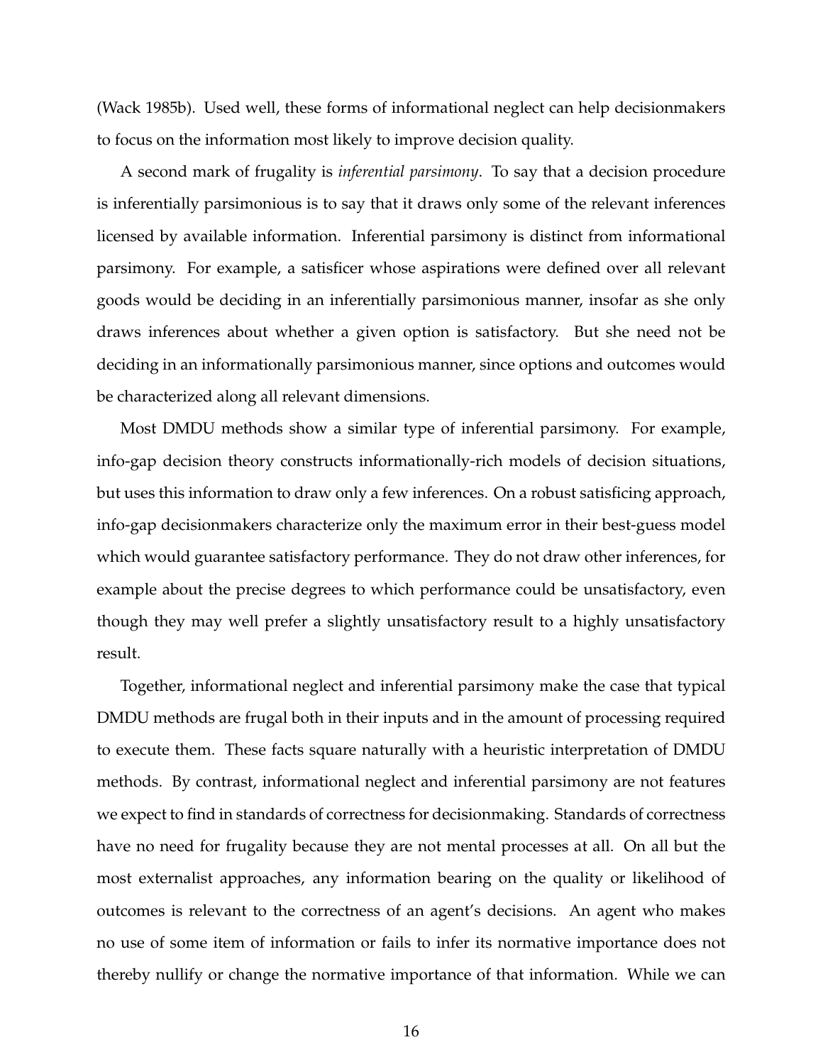(Wack 1985b). Used well, these forms of informational neglect can help decisionmakers to focus on the information most likely to improve decision quality.

A second mark of frugality is *inferential parsimony*. To say that a decision procedure is inferentially parsimonious is to say that it draws only some of the relevant inferences licensed by available information. Inferential parsimony is distinct from informational parsimony. For example, a satisficer whose aspirations were defined over all relevant goods would be deciding in an inferentially parsimonious manner, insofar as she only draws inferences about whether a given option is satisfactory. But she need not be deciding in an informationally parsimonious manner, since options and outcomes would be characterized along all relevant dimensions.

Most DMDU methods show a similar type of inferential parsimony. For example, info-gap decision theory constructs informationally-rich models of decision situations, but uses this information to draw only a few inferences. On a robust satisficing approach, info-gap decisionmakers characterize only the maximum error in their best-guess model which would guarantee satisfactory performance. They do not draw other inferences, for example about the precise degrees to which performance could be unsatisfactory, even though they may well prefer a slightly unsatisfactory result to a highly unsatisfactory result.

Together, informational neglect and inferential parsimony make the case that typical DMDU methods are frugal both in their inputs and in the amount of processing required to execute them. These facts square naturally with a heuristic interpretation of DMDU methods. By contrast, informational neglect and inferential parsimony are not features we expect to find in standards of correctness for decisionmaking. Standards of correctness have no need for frugality because they are not mental processes at all. On all but the most externalist approaches, any information bearing on the quality or likelihood of outcomes is relevant to the correctness of an agent's decisions. An agent who makes no use of some item of information or fails to infer its normative importance does not thereby nullify or change the normative importance of that information. While we can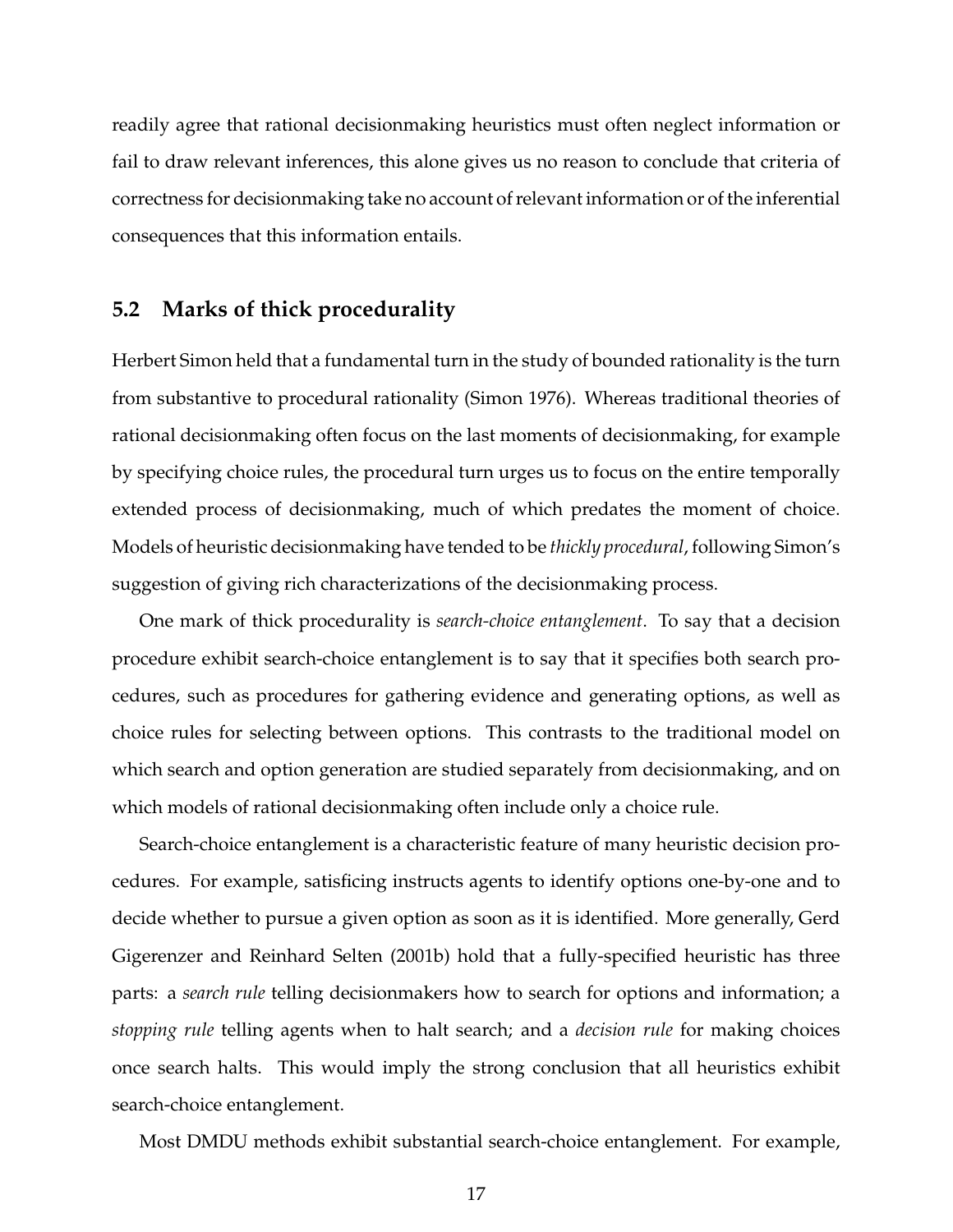readily agree that rational decisionmaking heuristics must often neglect information or fail to draw relevant inferences, this alone gives us no reason to conclude that criteria of correctness for decisionmaking take no account of relevant information or of the inferential consequences that this information entails.

## 5.2 Marks of thick procedurality

Herbert Simon held that a fundamental turn in the study of bounded rationality is the turn from substantive to procedural rationality (Simon 1976). Whereas traditional theories of rational decisionmaking often focus on the last moments of decisionmaking, for example by specifying choice rules, the procedural turn urges us to focus on the entire temporally extended process of decisionmaking, much of which predates the moment of choice. Models of heuristic decisionmaking have tended to be *thickly procedural*, following Simon's suggestion of giving rich characterizations of the decisionmaking process.

One mark of thick procedurality is *search-choice entanglement*. To say that a decision procedure exhibit search-choice entanglement is to say that it specifies both search procedures, such as procedures for gathering evidence and generating options, as well as choice rules for selecting between options. This contrasts to the traditional model on which search and option generation are studied separately from decisionmaking, and on which models of rational decisionmaking often include only a choice rule.

Search-choice entanglement is a characteristic feature of many heuristic decision procedures. For example, satisficing instructs agents to identify options one-by-one and to decide whether to pursue a given option as soon as it is identified. More generally, Gerd Gigerenzer and Reinhard Selten (2001b) hold that a fully-specified heuristic has three parts: a *search rule* telling decisionmakers how to search for options and information; a *stopping rule* telling agents when to halt search; and a *decision rule* for making choices once search halts. This would imply the strong conclusion that all heuristics exhibit search-choice entanglement.

Most DMDU methods exhibit substantial search-choice entanglement. For example,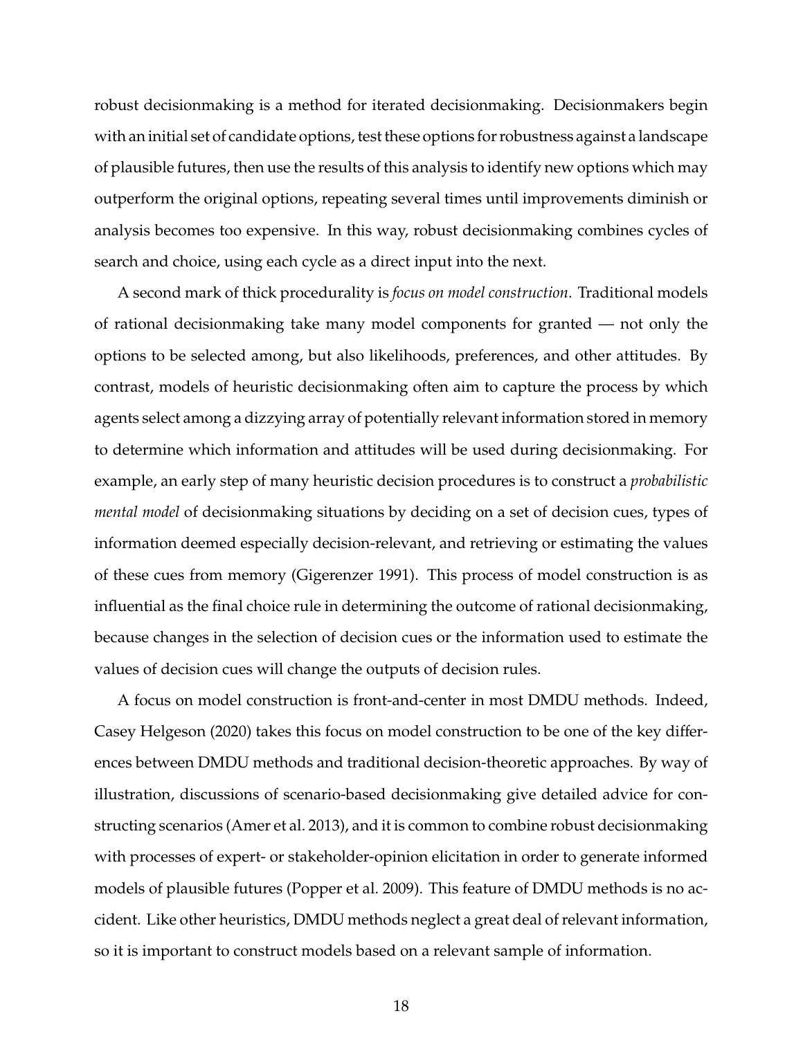robust decisionmaking is a method for iterated decisionmaking. Decisionmakers begin with an initial set of candidate options, test these options for robustness against a landscape of plausible futures, then use the results of this analysis to identify new options which may outperform the original options, repeating several times until improvements diminish or analysis becomes too expensive. In this way, robust decisionmaking combines cycles of search and choice, using each cycle as a direct input into the next.

A second mark of thick procedurality is *focus on model construction*. Traditional models of rational decisionmaking take many model components for granted — not only the options to be selected among, but also likelihoods, preferences, and other attitudes. By contrast, models of heuristic decisionmaking often aim to capture the process by which agents select among a dizzying array of potentially relevant information stored in memory to determine which information and attitudes will be used during decisionmaking. For example, an early step of many heuristic decision procedures is to construct a *probabilistic mental model* of decisionmaking situations by deciding on a set of decision cues, types of information deemed especially decision-relevant, and retrieving or estimating the values of these cues from memory (Gigerenzer 1991). This process of model construction is as influential as the final choice rule in determining the outcome of rational decisionmaking, because changes in the selection of decision cues or the information used to estimate the values of decision cues will change the outputs of decision rules.

A focus on model construction is front-and-center in most DMDU methods. Indeed, Casey Helgeson (2020) takes this focus on model construction to be one of the key differences between DMDU methods and traditional decision-theoretic approaches. By way of illustration, discussions of scenario-based decisionmaking give detailed advice for constructing scenarios (Amer et al. 2013), and it is common to combine robust decisionmaking with processes of expert- or stakeholder-opinion elicitation in order to generate informed models of plausible futures (Popper et al. 2009). This feature of DMDU methods is no accident. Like other heuristics, DMDU methods neglect a great deal of relevant information, so it is important to construct models based on a relevant sample of information.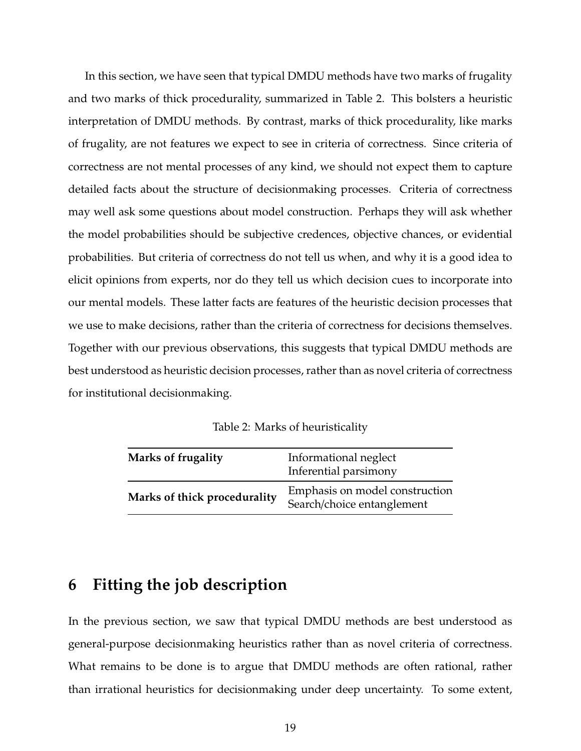In this section, we have seen that typical DMDU methods have two marks of frugality and two marks of thick procedurality, summarized in Table 2. This bolsters a heuristic interpretation of DMDU methods. By contrast, marks of thick procedurality, like marks of frugality, are not features we expect to see in criteria of correctness. Since criteria of correctness are not mental processes of any kind, we should not expect them to capture detailed facts about the structure of decisionmaking processes. Criteria of correctness may well ask some questions about model construction. Perhaps they will ask whether the model probabilities should be subjective credences, objective chances, or evidential probabilities. But criteria of correctness do not tell us when, and why it is a good idea to elicit opinions from experts, nor do they tell us which decision cues to incorporate into our mental models. These latter facts are features of the heuristic decision processes that we use to make decisions, rather than the criteria of correctness for decisions themselves. Together with our previous observations, this suggests that typical DMDU methods are best understood as heuristic decision processes, rather than as novel criteria of correctness for institutional decisionmaking.

Table 2: Marks of heuristicality

| | |
|---|---|
| **Marks of frugality** | Informational neglect<br>Inferential parsimony |
| **Marks of thick procedurality** | Emphasis on model construction<br>Search/choice entanglement |

## 6 Fitting the job description

In the previous section, we saw that typical DMDU methods are best understood as general-purpose decisionmaking heuristics rather than as novel criteria of correctness. What remains to be done is to argue that DMDU methods are often rational, rather than irrational heuristics for decisionmaking under deep uncertainty. To some extent,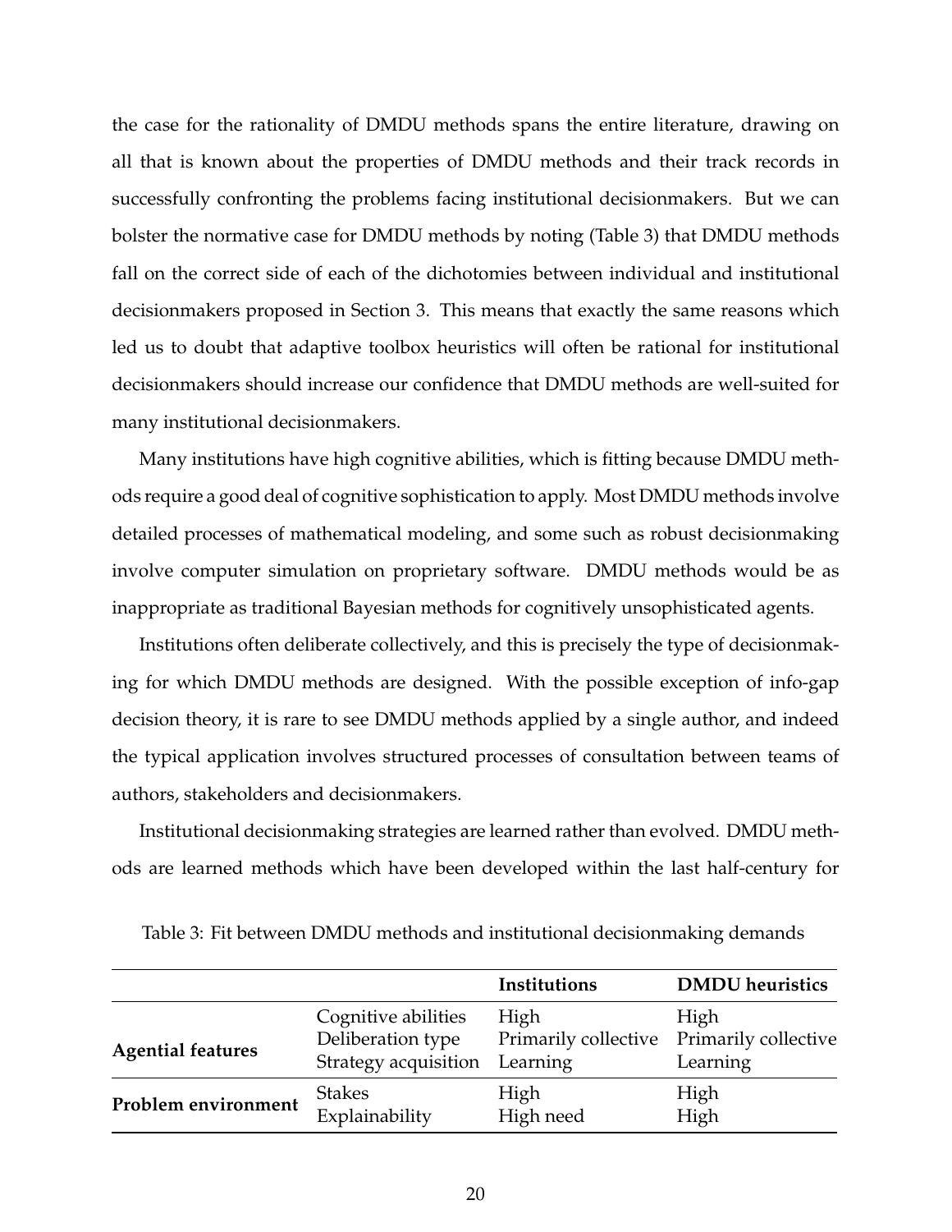the case for the rationality of DMDU methods spans the entire literature, drawing on all that is known about the properties of DMDU methods and their track records in successfully confronting the problems facing institutional decisionmakers. But we can bolster the normative case for DMDU methods by noting (Table 3) that DMDU methods fall on the correct side of each of the dichotomies between individual and institutional decisionmakers proposed in Section 3. This means that exactly the same reasons which led us to doubt that adaptive toolbox heuristics will often be rational for institutional decisionmakers should increase our confidence that DMDU methods are well-suited for many institutional decisionmakers.

Many institutions have high cognitive abilities, which is fitting because DMDU methods require a good deal of cognitive sophistication to apply. Most DMDU methods involve detailed processes of mathematical modeling, and some such as robust decisionmaking involve computer simulation on proprietary software. DMDU methods would be as inappropriate as traditional Bayesian methods for cognitively unsophisticated agents.

Institutions often deliberate collectively, and this is precisely the type of decisionmaking for which DMDU methods are designed. With the possible exception of info-gap decision theory, it is rare to see DMDU methods applied by a single author, and indeed the typical application involves structured processes of consultation between teams of authors, stakeholders and decisionmakers.

Institutional decisionmaking strategies are learned rather than evolved. DMDU methods are learned methods which have been developed within the last half-century for

Table 3: Fit between DMDU methods and institutional decisionmaking demands

| | | **Institutions** | **DMDU heuristics** |
|---|---|---|---|
| **Agential features** | Cognitive abilities | High | High |
| | Deliberation type | Primarily collective | Primarily collective |
| | Strategy acquisition | Learning | Learning |
| **Problem environment** | Stakes | High | High |
| | Explainability | High need | High |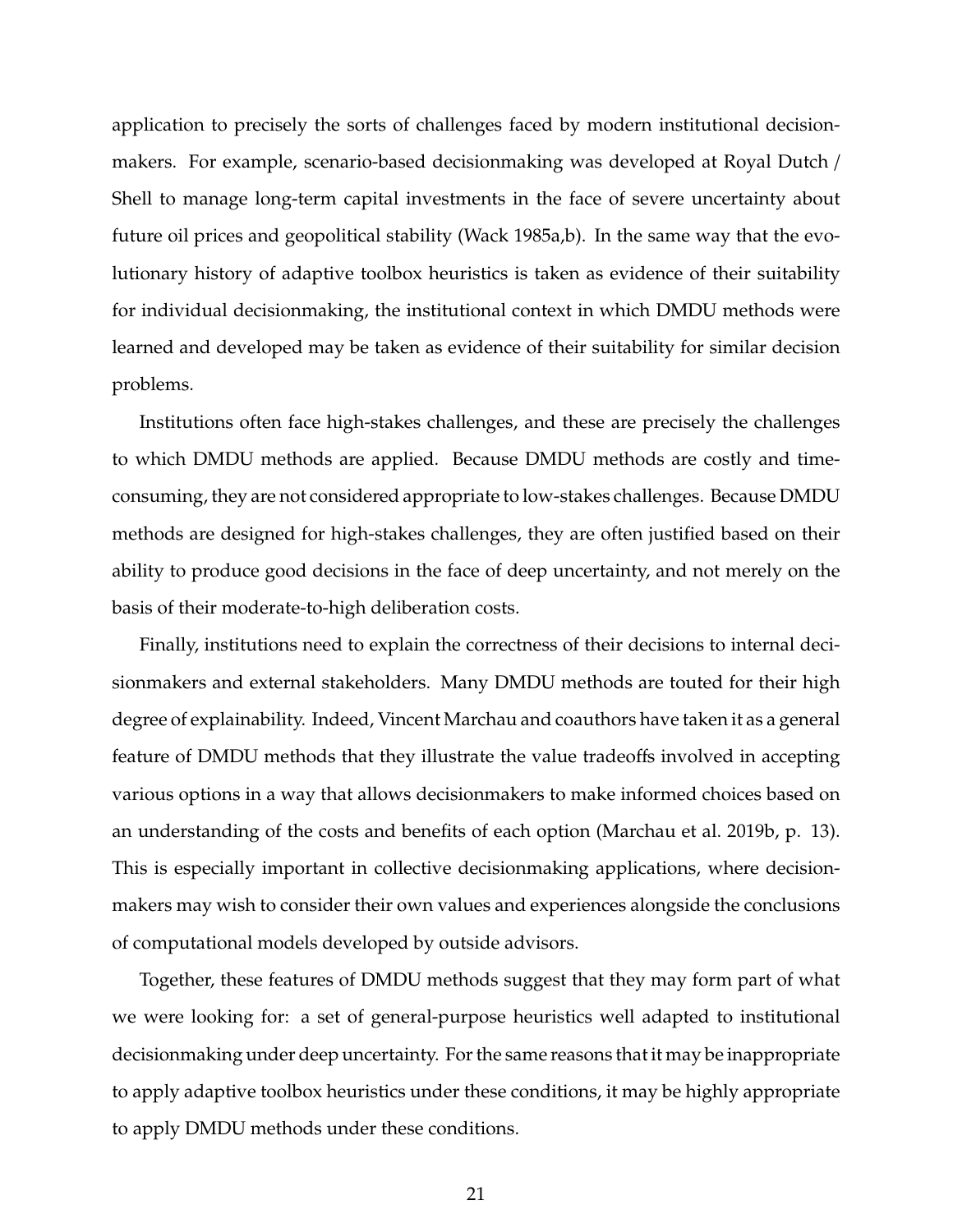application to precisely the sorts of challenges faced by modern institutional decisionmakers. For example, scenario-based decisionmaking was developed at Royal Dutch / Shell to manage long-term capital investments in the face of severe uncertainty about future oil prices and geopolitical stability (Wack 1985a,b). In the same way that the evolutionary history of adaptive toolbox heuristics is taken as evidence of their suitability for individual decisionmaking, the institutional context in which DMDU methods were learned and developed may be taken as evidence of their suitability for similar decision problems.

Institutions often face high-stakes challenges, and these are precisely the challenges to which DMDU methods are applied. Because DMDU methods are costly and time-consuming, they are not considered appropriate to low-stakes challenges. Because DMDU methods are designed for high-stakes challenges, they are often justified based on their ability to produce good decisions in the face of deep uncertainty, and not merely on the basis of their moderate-to-high deliberation costs.

Finally, institutions need to explain the correctness of their decisions to internal decisionmakers and external stakeholders. Many DMDU methods are touted for their high degree of explainability. Indeed, Vincent Marchau and coauthors have taken it as a general feature of DMDU methods that they illustrate the value tradeoffs involved in accepting various options in a way that allows decisionmakers to make informed choices based on an understanding of the costs and benefits of each option (Marchau et al. 2019b, p. 13). This is especially important in collective decisionmaking applications, where decisionmakers may wish to consider their own values and experiences alongside the conclusions of computational models developed by outside advisors.

Together, these features of DMDU methods suggest that they may form part of what we were looking for: a set of general-purpose heuristics well adapted to institutional decisionmaking under deep uncertainty. For the same reasons that it may be inappropriate to apply adaptive toolbox heuristics under these conditions, it may be highly appropriate to apply DMDU methods under these conditions.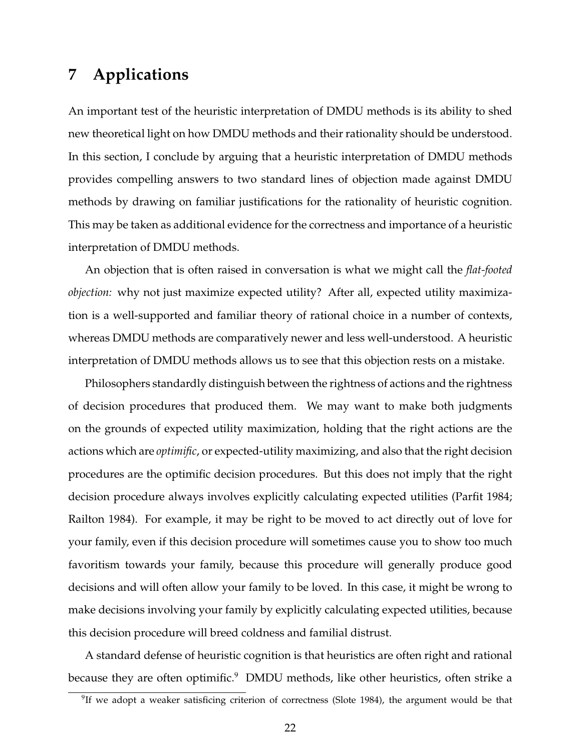## 7 Applications

An important test of the heuristic interpretation of DMDU methods is its ability to shed new theoretical light on how DMDU methods and their rationality should be understood. In this section, I conclude by arguing that a heuristic interpretation of DMDU methods provides compelling answers to two standard lines of objection made against DMDU methods by drawing on familiar justifications for the rationality of heuristic cognition. This may be taken as additional evidence for the correctness and importance of a heuristic interpretation of DMDU methods.

An objection that is often raised in conversation is what we might call the *flat-footed objection:* why not just maximize expected utility? After all, expected utility maximization is a well-supported and familiar theory of rational choice in a number of contexts, whereas DMDU methods are comparatively newer and less well-understood. A heuristic interpretation of DMDU methods allows us to see that this objection rests on a mistake.

Philosophers standardly distinguish between the rightness of actions and the rightness of decision procedures that produced them. We may want to make both judgments on the grounds of expected utility maximization, holding that the right actions are the actions which are *optimific*, or expected-utility maximizing, and also that the right decision procedures are the optimific decision procedures. But this does not imply that the right decision procedure always involves explicitly calculating expected utilities (Parfit 1984; Railton 1984). For example, it may be right to be moved to act directly out of love for your family, even if this decision procedure will sometimes cause you to show too much favoritism towards your family, because this procedure will generally produce good decisions and will often allow your family to be loved. In this case, it might be wrong to make decisions involving your family by explicitly calculating expected utilities, because this decision procedure will breed coldness and familial distrust.

A standard defense of heuristic cognition is that heuristics are often right and rational because they are often optimific.[9] DMDU methods, like other heuristics, often strike a

[9] If we adopt a weaker satisficing criterion of correctness (Slote 1984), the argument would be that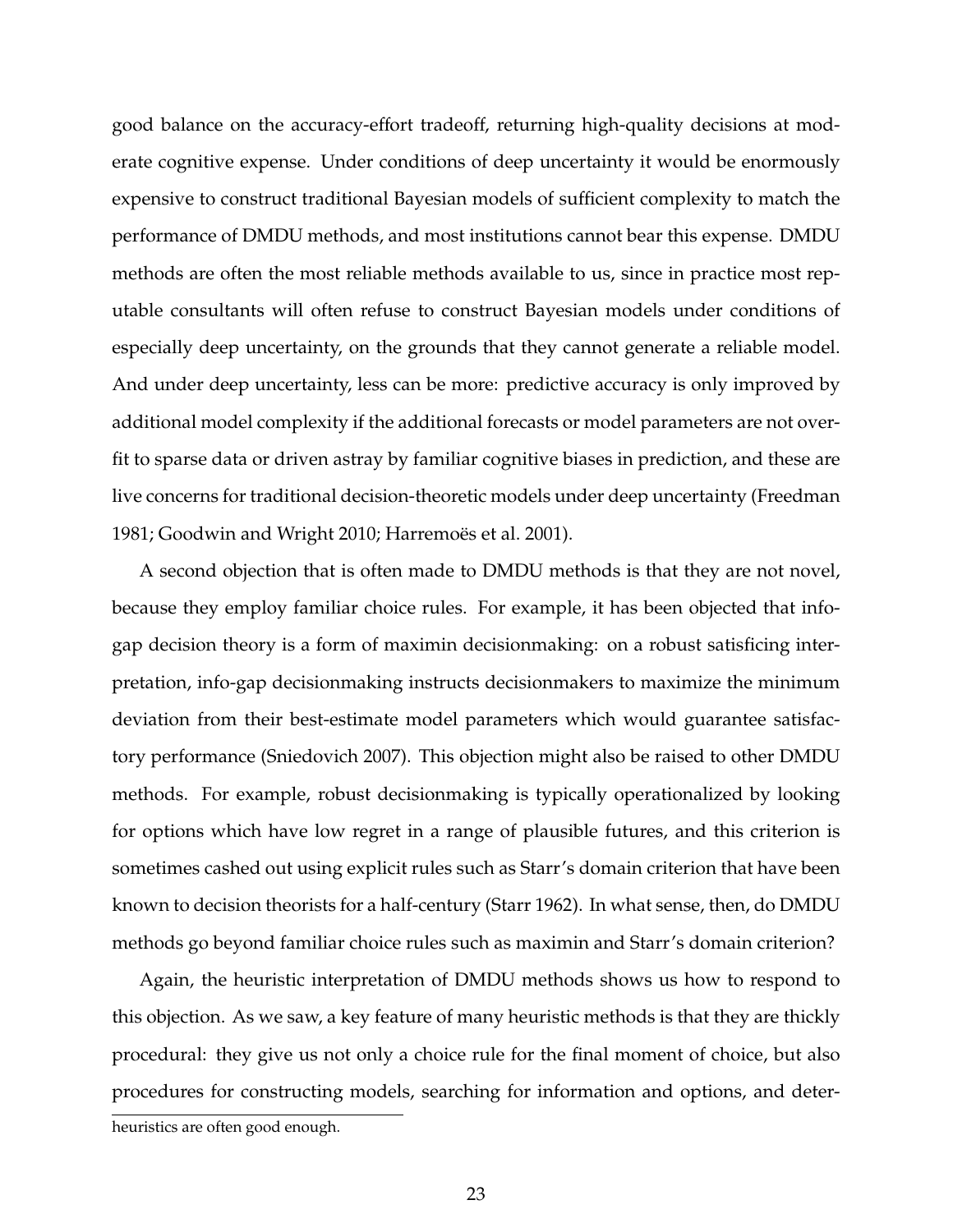good balance on the accuracy-effort tradeoff, returning high-quality decisions at moderate cognitive expense. Under conditions of deep uncertainty it would be enormously expensive to construct traditional Bayesian models of sufficient complexity to match the performance of DMDU methods, and most institutions cannot bear this expense. DMDU methods are often the most reliable methods available to us, since in practice most reputable consultants will often refuse to construct Bayesian models under conditions of especially deep uncertainty, on the grounds that they cannot generate a reliable model. And under deep uncertainty, less can be more: predictive accuracy is only improved by additional model complexity if the additional forecasts or model parameters are not overfit to sparse data or driven astray by familiar cognitive biases in prediction, and these are live concerns for traditional decision-theoretic models under deep uncertainty (Freedman 1981; Goodwin and Wright 2010; Harremoës et al. 2001).

A second objection that is often made to DMDU methods is that they are not novel, because they employ familiar choice rules. For example, it has been objected that info-gap decision theory is a form of maximin decisionmaking: on a robust satisficing interpretation, info-gap decisionmaking instructs decisionmakers to maximize the minimum deviation from their best-estimate model parameters which would guarantee satisfactory performance (Sniedovich 2007). This objection might also be raised to other DMDU methods. For example, robust decisionmaking is typically operationalized by looking for options which have low regret in a range of plausible futures, and this criterion is sometimes cashed out using explicit rules such as Starr's domain criterion that have been known to decision theorists for a half-century (Starr 1962). In what sense, then, do DMDU methods go beyond familiar choice rules such as maximin and Starr's domain criterion?

Again, the heuristic interpretation of DMDU methods shows us how to respond to this objection. As we saw, a key feature of many heuristic methods is that they are thickly procedural: they give us not only a choice rule for the final moment of choice, but also procedures for constructing models, searching for information and options, and deter-

heuristics are often good enough.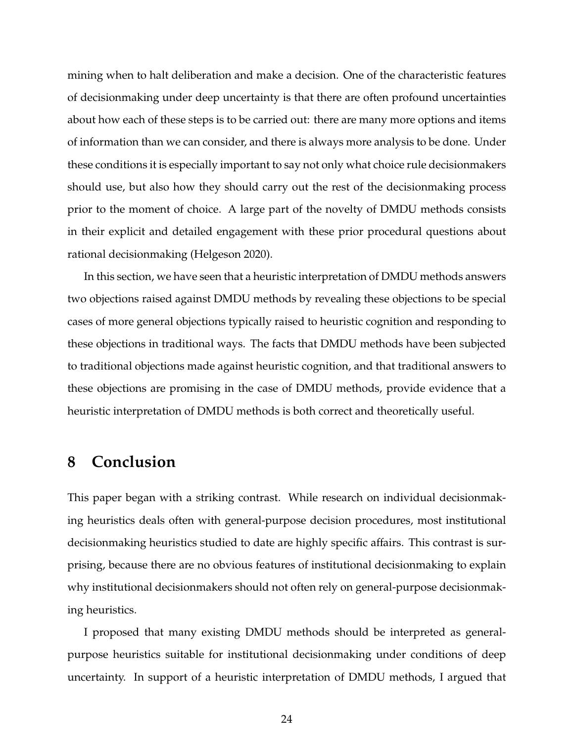mining when to halt deliberation and make a decision. One of the characteristic features of decisionmaking under deep uncertainty is that there are often profound uncertainties about how each of these steps is to be carried out: there are many more options and items of information than we can consider, and there is always more analysis to be done. Under these conditions it is especially important to say not only what choice rule decisionmakers should use, but also how they should carry out the rest of the decisionmaking process prior to the moment of choice. A large part of the novelty of DMDU methods consists in their explicit and detailed engagement with these prior procedural questions about rational decisionmaking (Helgeson 2020).

In this section, we have seen that a heuristic interpretation of DMDU methods answers two objections raised against DMDU methods by revealing these objections to be special cases of more general objections typically raised to heuristic cognition and responding to these objections in traditional ways. The facts that DMDU methods have been subjected to traditional objections made against heuristic cognition, and that traditional answers to these objections are promising in the case of DMDU methods, provide evidence that a heuristic interpretation of DMDU methods is both correct and theoretically useful.

## 8 Conclusion

This paper began with a striking contrast. While research on individual decisionmaking heuristics deals often with general-purpose decision procedures, most institutional decisionmaking heuristics studied to date are highly specific affairs. This contrast is surprising, because there are no obvious features of institutional decisionmaking to explain why institutional decisionmakers should not often rely on general-purpose decisionmaking heuristics.

I proposed that many existing DMDU methods should be interpreted as general-purpose heuristics suitable for institutional decisionmaking under conditions of deep uncertainty. In support of a heuristic interpretation of DMDU methods, I argued that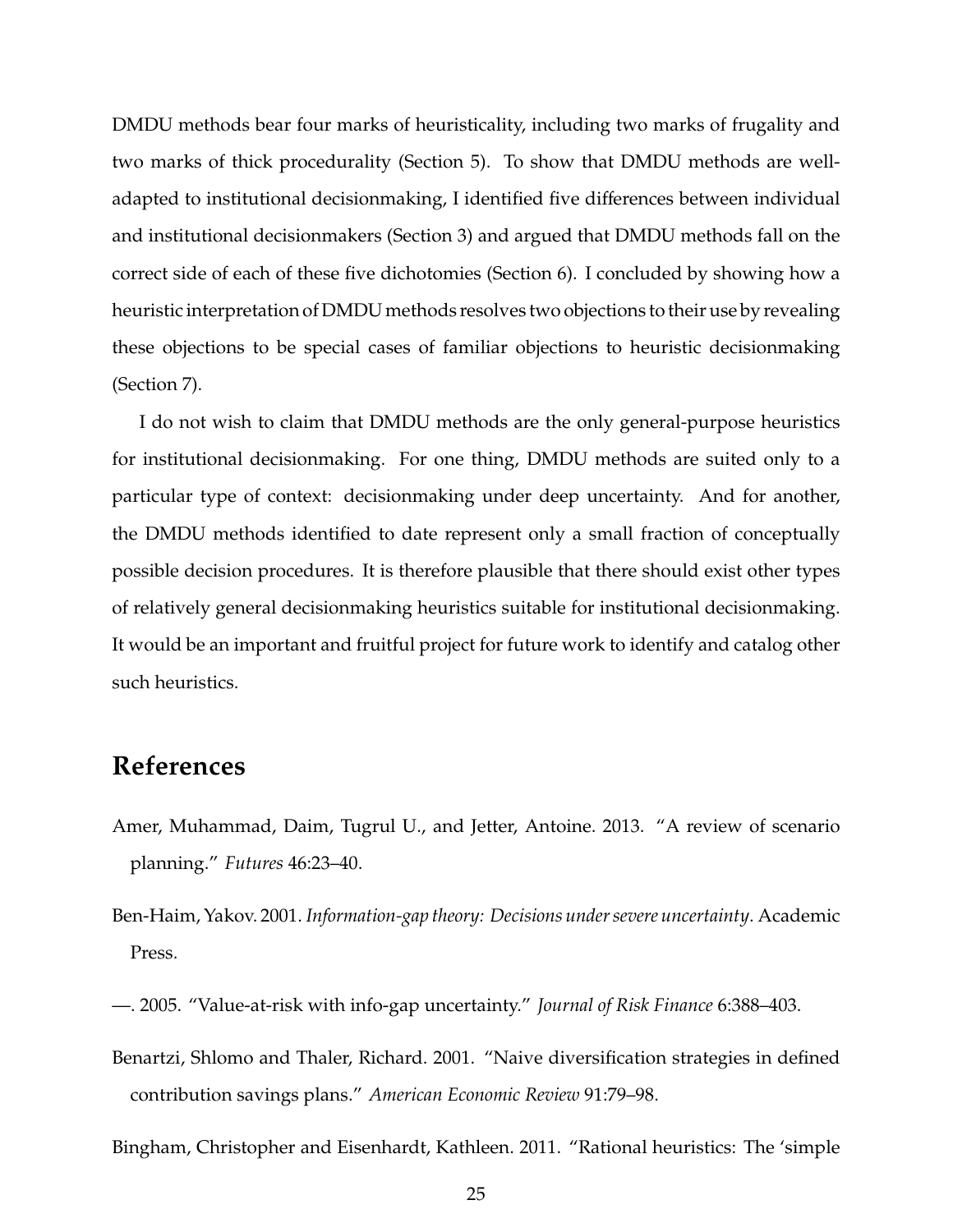DMDU methods bear four marks of heuristicality, including two marks of frugality and two marks of thick procedurality (Section 5). To show that DMDU methods are well-adapted to institutional decisionmaking, I identified five differences between individual and institutional decisionmakers (Section 3) and argued that DMDU methods fall on the correct side of each of these five dichotomies (Section 6). I concluded by showing how a heuristic interpretation of DMDU methods resolves two objections to their use by revealing these objections to be special cases of familiar objections to heuristic decisionmaking (Section 7).

I do not wish to claim that DMDU methods are the only general-purpose heuristics for institutional decisionmaking. For one thing, DMDU methods are suited only to a particular type of context: decisionmaking under deep uncertainty. And for another, the DMDU methods identified to date represent only a small fraction of conceptually possible decision procedures. It is therefore plausible that there should exist other types of relatively general decisionmaking heuristics suitable for institutional decisionmaking. It would be an important and fruitful project for future work to identify and catalog other such heuristics.

# References

Amer, Muhammad, Daim, Tugrul U., and Jetter, Antoine. 2013. "A review of scenario planning." *Futures* 46:23–40.

Ben-Haim, Yakov. 2001. *Information-gap theory: Decisions under severe uncertainty*. Academic Press.

—. 2005. "Value-at-risk with info-gap uncertainty." *Journal of Risk Finance* 6:388–403.

Benartzi, Shlomo and Thaler, Richard. 2001. "Naive diversification strategies in defined contribution savings plans." *American Economic Review* 91:79–98.

Bingham, Christopher and Eisenhardt, Kathleen. 2011. "Rational heuristics: The 'simple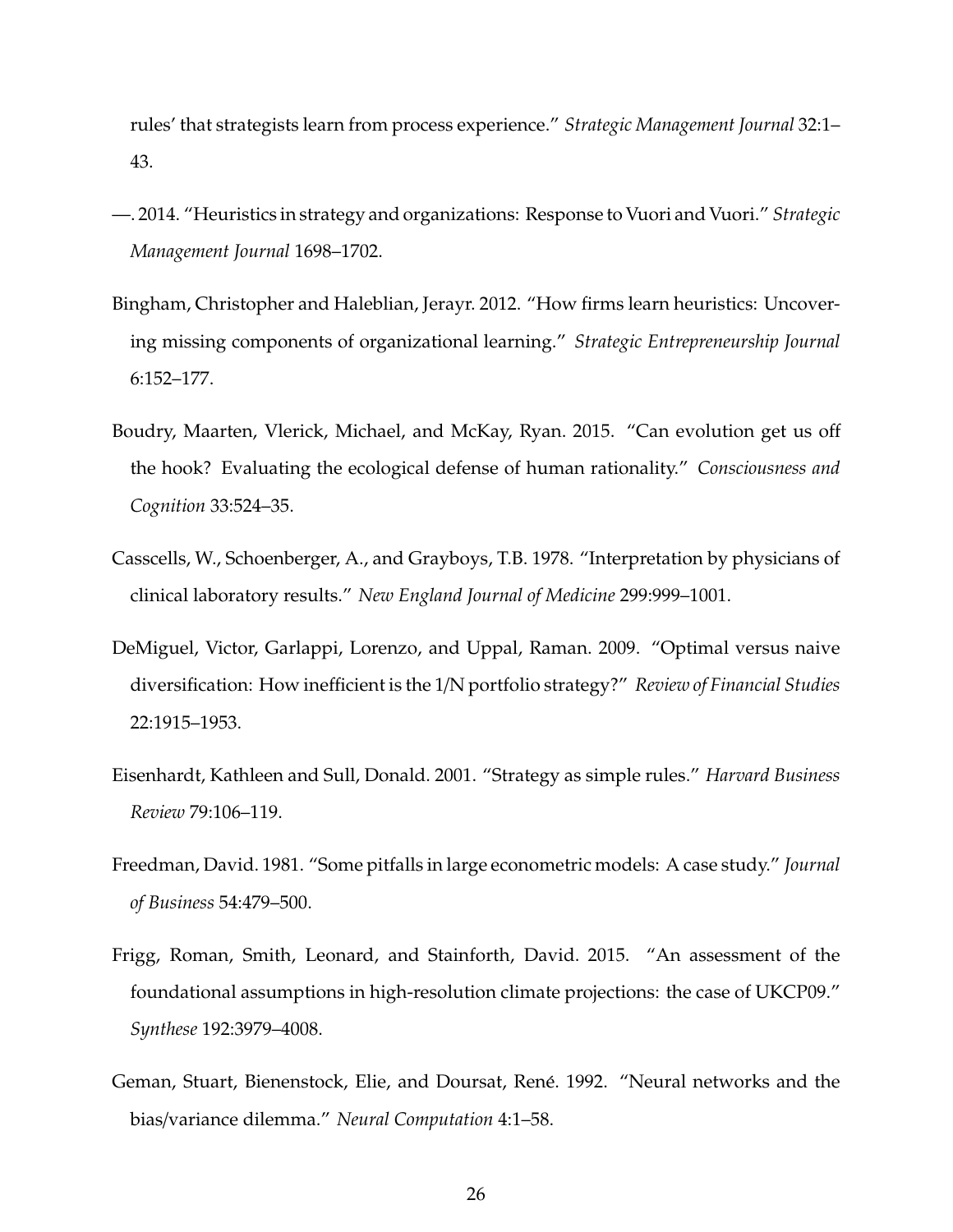rules' that strategists learn from process experience." *Strategic Management Journal* 32:1–43.

—. 2014. "Heuristics in strategy and organizations: Response to Vuori and Vuori." *Strategic Management Journal* 1698–1702.

Bingham, Christopher and Haleblian, Jerayr. 2012. "How firms learn heuristics: Uncovering missing components of organizational learning." *Strategic Entrepreneurship Journal* 6:152–177.

Boudry, Maarten, Vlerick, Michael, and McKay, Ryan. 2015. "Can evolution get us off the hook? Evaluating the ecological defense of human rationality." *Consciousness and Cognition* 33:524–35.

Casscells, W., Schoenberger, A., and Grayboys, T.B. 1978. "Interpretation by physicians of clinical laboratory results." *New England Journal of Medicine* 299:999–1001.

DeMiguel, Victor, Garlappi, Lorenzo, and Uppal, Raman. 2009. "Optimal versus naive diversification: How inefficient is the 1/N portfolio strategy?" *Review of Financial Studies* 22:1915–1953.

Eisenhardt, Kathleen and Sull, Donald. 2001. "Strategy as simple rules." *Harvard Business Review* 79:106–119.

Freedman, David. 1981. "Some pitfalls in large econometric models: A case study." *Journal of Business* 54:479–500.

Frigg, Roman, Smith, Leonard, and Stainforth, David. 2015. "An assessment of the foundational assumptions in high-resolution climate projections: the case of UKCP09." *Synthese* 192:3979–4008.

Geman, Stuart, Bienenstock, Elie, and Doursat, René. 1992. "Neural networks and the bias/variance dilemma." *Neural Computation* 4:1–58.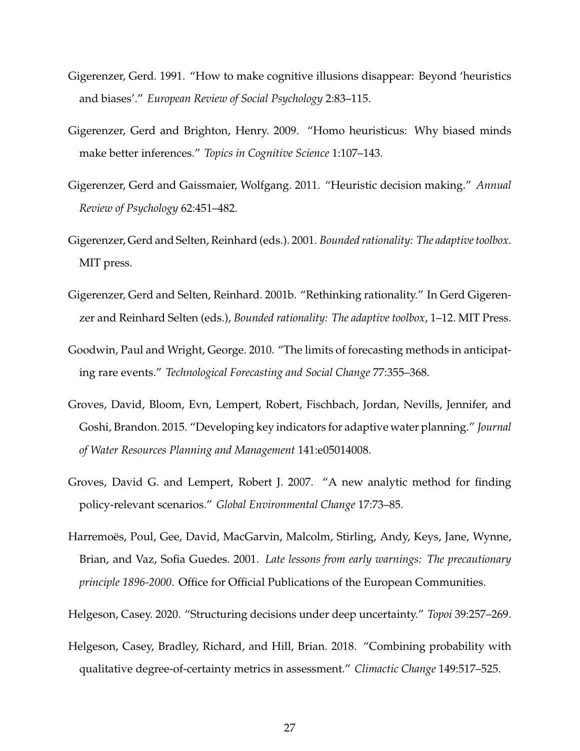Gigerenzer, Gerd. 1991. "How to make cognitive illusions disappear: Beyond 'heuristics and biases'." *European Review of Social Psychology* 2:83–115.

Gigerenzer, Gerd and Brighton, Henry. 2009. "Homo heuristicus: Why biased minds make better inferences." *Topics in Cognitive Science* 1:107–143.

Gigerenzer, Gerd and Gaissmaier, Wolfgang. 2011. "Heuristic decision making." *Annual Review of Psychology* 62:451–482.

Gigerenzer, Gerd and Selten, Reinhard (eds.). 2001. *Bounded rationality: The adaptive toolbox*. MIT press.

Gigerenzer, Gerd and Selten, Reinhard. 2001b. "Rethinking rationality." In Gerd Gigerenzer and Reinhard Selten (eds.), *Bounded rationality: The adaptive toolbox*, 1–12. MIT Press.

Goodwin, Paul and Wright, George. 2010. "The limits of forecasting methods in anticipating rare events." *Technological Forecasting and Social Change* 77:355–368.

Groves, David, Bloom, Evn, Lempert, Robert, Fischbach, Jordan, Nevills, Jennifer, and Goshi, Brandon. 2015. "Developing key indicators for adaptive water planning." *Journal of Water Resources Planning and Management* 141:e05014008.

Groves, David G. and Lempert, Robert J. 2007. "A new analytic method for finding policy-relevant scenarios." *Global Environmental Change* 17:73–85.

Harremoës, Poul, Gee, David, MacGarvin, Malcolm, Stirling, Andy, Keys, Jane, Wynne, Brian, and Vaz, Sofia Guedes. 2001. *Late lessons from early warnings: The precautionary principle 1896-2000*. Office for Official Publications of the European Communities.

Helgeson, Casey. 2020. "Structuring decisions under deep uncertainty." *Topoi* 39:257–269.

Helgeson, Casey, Bradley, Richard, and Hill, Brian. 2018. "Combining probability with qualitative degree-of-certainty metrics in assessment." *Climactic Change* 149:517–525.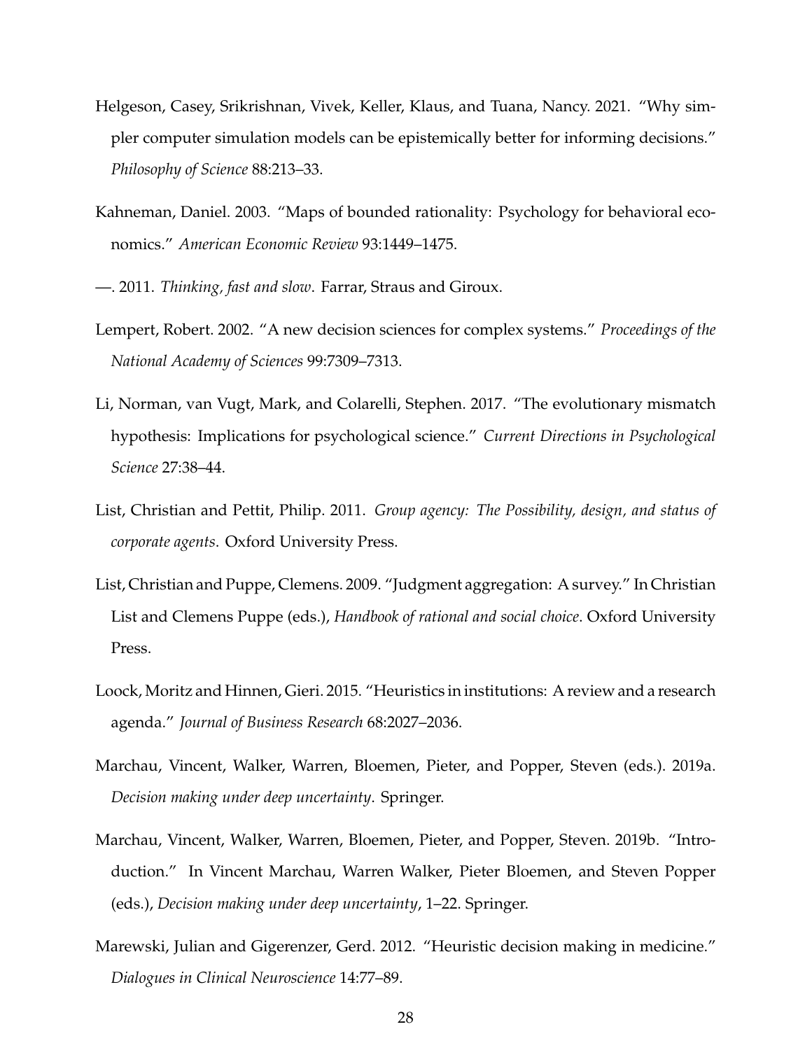Helgeson, Casey, Srikrishnan, Vivek, Keller, Klaus, and Tuana, Nancy. 2021. "Why simpler computer simulation models can be epistemically better for informing decisions." *Philosophy of Science* 88:213–33.

Kahneman, Daniel. 2003. "Maps of bounded rationality: Psychology for behavioral economics." *American Economic Review* 93:1449–1475.

—. 2011. *Thinking, fast and slow*. Farrar, Straus and Giroux.

Lempert, Robert. 2002. "A new decision sciences for complex systems." *Proceedings of the National Academy of Sciences* 99:7309–7313.

Li, Norman, van Vugt, Mark, and Colarelli, Stephen. 2017. "The evolutionary mismatch hypothesis: Implications for psychological science." *Current Directions in Psychological Science* 27:38–44.

List, Christian and Pettit, Philip. 2011. *Group agency: The Possibility, design, and status of corporate agents*. Oxford University Press.

List, Christian and Puppe, Clemens. 2009. "Judgment aggregation: A survey." In Christian List and Clemens Puppe (eds.), *Handbook of rational and social choice*. Oxford University Press.

Loock, Moritz and Hinnen, Gieri. 2015. "Heuristics in institutions: A review and a research agenda." *Journal of Business Research* 68:2027–2036.

Marchau, Vincent, Walker, Warren, Bloemen, Pieter, and Popper, Steven (eds.). 2019a. *Decision making under deep uncertainty*. Springer.

Marchau, Vincent, Walker, Warren, Bloemen, Pieter, and Popper, Steven. 2019b. "Introduction." In Vincent Marchau, Warren Walker, Pieter Bloemen, and Steven Popper (eds.), *Decision making under deep uncertainty*, 1–22. Springer.

Marewski, Julian and Gigerenzer, Gerd. 2012. "Heuristic decision making in medicine." *Dialogues in Clinical Neuroscience* 14:77–89.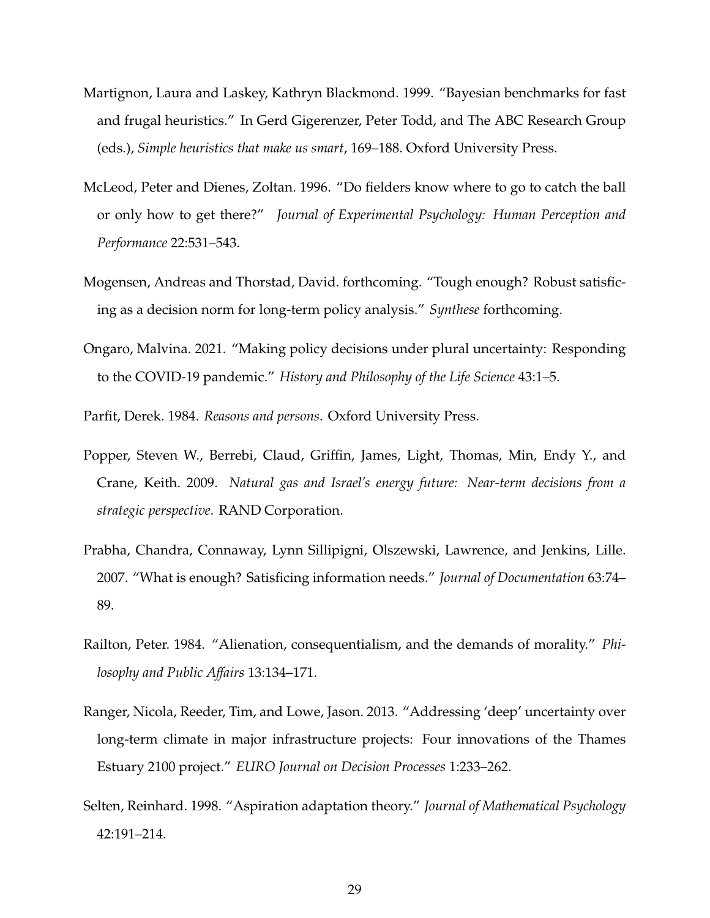Martignon, Laura and Laskey, Kathryn Blackmond. 1999. "Bayesian benchmarks for fast and frugal heuristics." In Gerd Gigerenzer, Peter Todd, and The ABC Research Group (eds.), *Simple heuristics that make us smart*, 169–188. Oxford University Press.

McLeod, Peter and Dienes, Zoltan. 1996. "Do fielders know where to go to catch the ball or only how to get there?" *Journal of Experimental Psychology: Human Perception and Performance* 22:531–543.

Mogensen, Andreas and Thorstad, David. forthcoming. "Tough enough? Robust satisficing as a decision norm for long-term policy analysis." *Synthese* forthcoming.

Ongaro, Malvina. 2021. "Making policy decisions under plural uncertainty: Responding to the COVID-19 pandemic." *History and Philosophy of the Life Science* 43:1–5.

Parfit, Derek. 1984. *Reasons and persons*. Oxford University Press.

Popper, Steven W., Berrebi, Claud, Griffin, James, Light, Thomas, Min, Endy Y., and Crane, Keith. 2009. *Natural gas and Israel's energy future: Near-term decisions from a strategic perspective*. RAND Corporation.

Prabha, Chandra, Connaway, Lynn Sillipigni, Olszewski, Lawrence, and Jenkins, Lille. 2007. "What is enough? Satisficing information needs." *Journal of Documentation* 63:74–89.

Railton, Peter. 1984. "Alienation, consequentialism, and the demands of morality." *Philosophy and Public Affairs* 13:134–171.

Ranger, Nicola, Reeder, Tim, and Lowe, Jason. 2013. "Addressing 'deep' uncertainty over long-term climate in major infrastructure projects: Four innovations of the Thames Estuary 2100 project." *EURO Journal on Decision Processes* 1:233–262.

Selten, Reinhard. 1998. "Aspiration adaptation theory." *Journal of Mathematical Psychology* 42:191–214.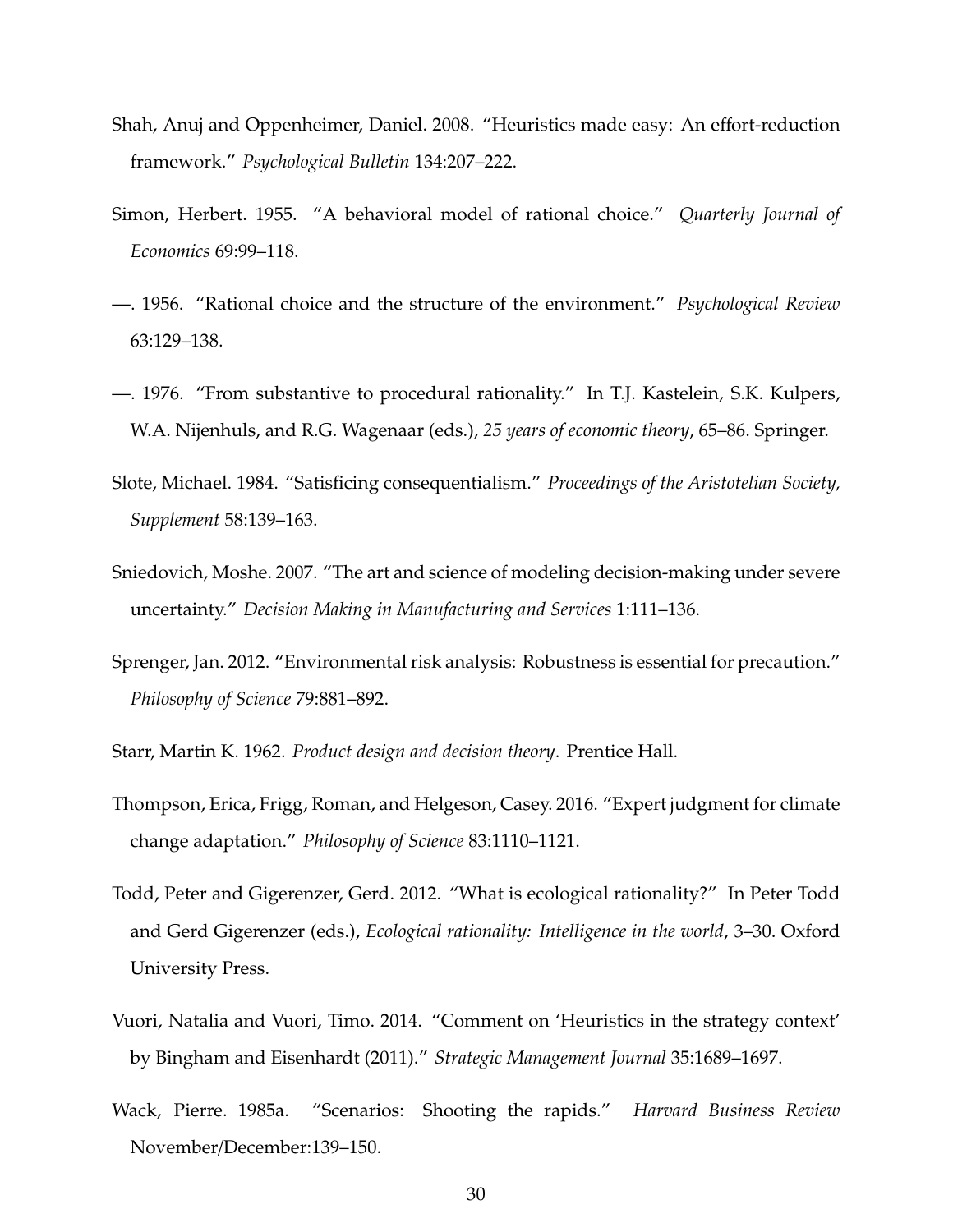Shah, Anuj and Oppenheimer, Daniel. 2008. "Heuristics made easy: An effort-reduction framework." *Psychological Bulletin* 134:207–222.

Simon, Herbert. 1955. "A behavioral model of rational choice." *Quarterly Journal of Economics* 69:99–118.

—. 1956. "Rational choice and the structure of the environment." *Psychological Review* 63:129–138.

—. 1976. "From substantive to procedural rationality." In T.J. Kastelein, S.K. Kulpers, W.A. Nijenhuls, and R.G. Wagenaar (eds.), *25 years of economic theory*, 65–86. Springer.

Slote, Michael. 1984. "Satisficing consequentialism." *Proceedings of the Aristotelian Society, Supplement* 58:139–163.

Sniedovich, Moshe. 2007. "The art and science of modeling decision-making under severe uncertainty." *Decision Making in Manufacturing and Services* 1:111–136.

Sprenger, Jan. 2012. "Environmental risk analysis: Robustness is essential for precaution." *Philosophy of Science* 79:881–892.

Starr, Martin K. 1962. *Product design and decision theory*. Prentice Hall.

Thompson, Erica, Frigg, Roman, and Helgeson, Casey. 2016. "Expert judgment for climate change adaptation." *Philosophy of Science* 83:1110–1121.

Todd, Peter and Gigerenzer, Gerd. 2012. "What is ecological rationality?" In Peter Todd and Gerd Gigerenzer (eds.), *Ecological rationality: Intelligence in the world*, 3–30. Oxford University Press.

Vuori, Natalia and Vuori, Timo. 2014. "Comment on 'Heuristics in the strategy context' by Bingham and Eisenhardt (2011)." *Strategic Management Journal* 35:1689–1697.

Wack, Pierre. 1985a. "Scenarios: Shooting the rapids." *Harvard Business Review* November/December:139–150.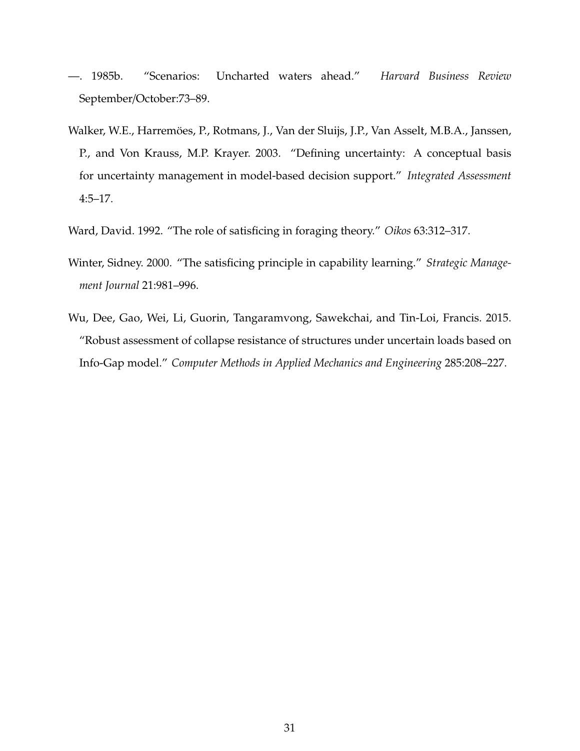—. 1985b. "Scenarios: Uncharted waters ahead." *Harvard Business Review* September/October:73–89.

Walker, W.E., Harremöes, P., Rotmans, J., Van der Sluijs, J.P., Van Asselt, M.B.A., Janssen, P., and Von Krauss, M.P. Krayer. 2003. "Defining uncertainty: A conceptual basis for uncertainty management in model-based decision support." *Integrated Assessment* 4:5–17.

Ward, David. 1992. "The role of satisficing in foraging theory." *Oikos* 63:312–317.

Winter, Sidney. 2000. "The satisficing principle in capability learning." *Strategic Management Journal* 21:981–996.

Wu, Dee, Gao, Wei, Li, Guorin, Tangaramvong, Sawekchai, and Tin-Loi, Francis. 2015. "Robust assessment of collapse resistance of structures under uncertain loads based on Info-Gap model." *Computer Methods in Applied Mechanics and Engineering* 285:208–227.